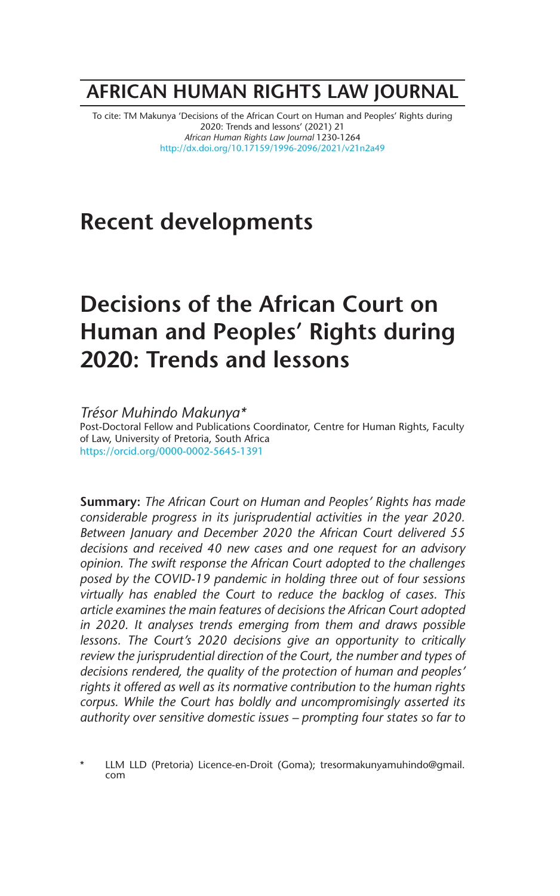# AFRICAN HUMAN RIGHTS LAW JOURNAL

To cite: TM Makunya 'Decisions of the African Court on Human and Peoples' Rights during 2020: Trends and lessons' (2021) 21 *African Human Rights Law Journal* 1230-1264
http://dx.doi.org/10.17159/1996-2096/2021/v21n2a49

## Recent developments

# Decisions of the African Court on Human and Peoples' Rights during 2020: Trends and lessons

*Trésor Muhindo Makunya\**
Post-Doctoral Fellow and Publications Coordinator, Centre for Human Rights, Faculty of Law, University of Pretoria, South Africa
https://orcid.org/0000-0002-5645-1391

**Summary:** *The African Court on Human and Peoples' Rights has made considerable progress in its jurisprudential activities in the year 2020. Between January and December 2020 the African Court delivered 55 decisions and received 40 new cases and one request for an advisory opinion. The swift response the African Court adopted to the challenges posed by the COVID-19 pandemic in holding three out of four sessions virtually has enabled the Court to reduce the backlog of cases. This article examines the main features of decisions the African Court adopted in 2020. It analyses trends emerging from them and draws possible lessons. The Court's 2020 decisions give an opportunity to critically review the jurisprudential direction of the Court, the number and types of decisions rendered, the quality of the protection of human and peoples' rights it offered as well as its normative contribution to the human rights corpus. While the Court has boldly and uncompromisingly asserted its authority over sensitive domestic issues – prompting four states so far to*

\* LLM LLD (Pretoria) Licence-en-Droit (Goma); tresormakunyamuhindo@gmail.com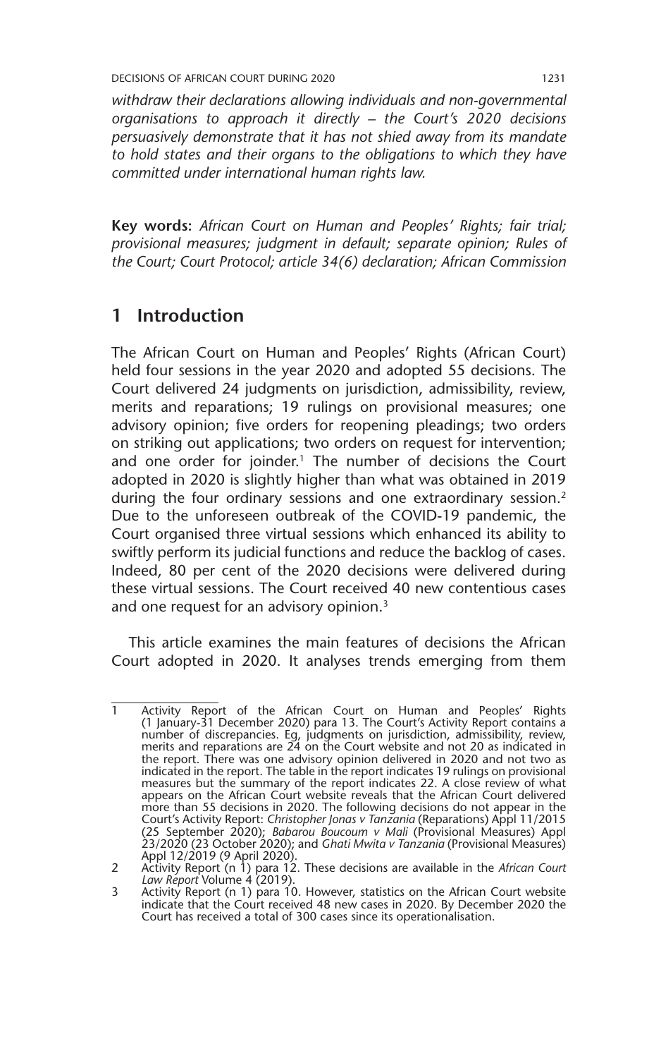*withdraw their declarations allowing individuals and non-governmental organisations to approach it directly – the Court's 2020 decisions persuasively demonstrate that it has not shied away from its mandate to hold states and their organs to the obligations to which they have committed under international human rights law.*

**Key words:** *African Court on Human and Peoples' Rights; fair trial; provisional measures; judgment in default; separate opinion; Rules of the Court; Court Protocol; article 34(6) declaration; African Commission*

## 1 Introduction

The African Court on Human and Peoples' Rights (African Court) held four sessions in the year 2020 and adopted 55 decisions. The Court delivered 24 judgments on jurisdiction, admissibility, review, merits and reparations; 19 rulings on provisional measures; one advisory opinion; five orders for reopening pleadings; two orders on striking out applications; two orders on request for intervention; and one order for joinder.[1] The number of decisions the Court adopted in 2020 is slightly higher than what was obtained in 2019 during the four ordinary sessions and one extraordinary session.[2] Due to the unforeseen outbreak of the COVID-19 pandemic, the Court organised three virtual sessions which enhanced its ability to swiftly perform its judicial functions and reduce the backlog of cases. Indeed, 80 per cent of the 2020 decisions were delivered during these virtual sessions. The Court received 40 new contentious cases and one request for an advisory opinion.[3]

This article examines the main features of decisions the African Court adopted in 2020. It analyses trends emerging from them

---

1 Activity Report of the African Court on Human and Peoples' Rights (1 January-31 December 2020) para 13. The Court's Activity Report contains a number of discrepancies. Eg, judgments on jurisdiction, admissibility, review, merits and reparations are 24 on the Court website and not 20 as indicated in the report. There was one advisory opinion delivered in 2020 and not two as indicated in the report. The table in the report indicates 19 rulings on provisional measures but the summary of the report indicates 22. A close review of what appears on the African Court website reveals that the African Court delivered more than 55 decisions in 2020. The following decisions do not appear in the Court's Activity Report: *Christopher Jonas v Tanzania* (Reparations) Appl 11/2015 (25 September 2020); *Babarou Boucoum v Mali* (Provisional Measures) Appl 23/2020 (23 October 2020); and *Ghati Mwita v Tanzania* (Provisional Measures) Appl 12/2019 (9 April 2020).

2 Activity Report (n 1) para 12. These decisions are available in the *African Court Law Report* Volume 4 (2019).

3 Activity Report (n 1) para 10. However, statistics on the African Court website indicate that the Court received 48 new cases in 2020. By December 2020 the Court has received a total of 300 cases since its operationalisation.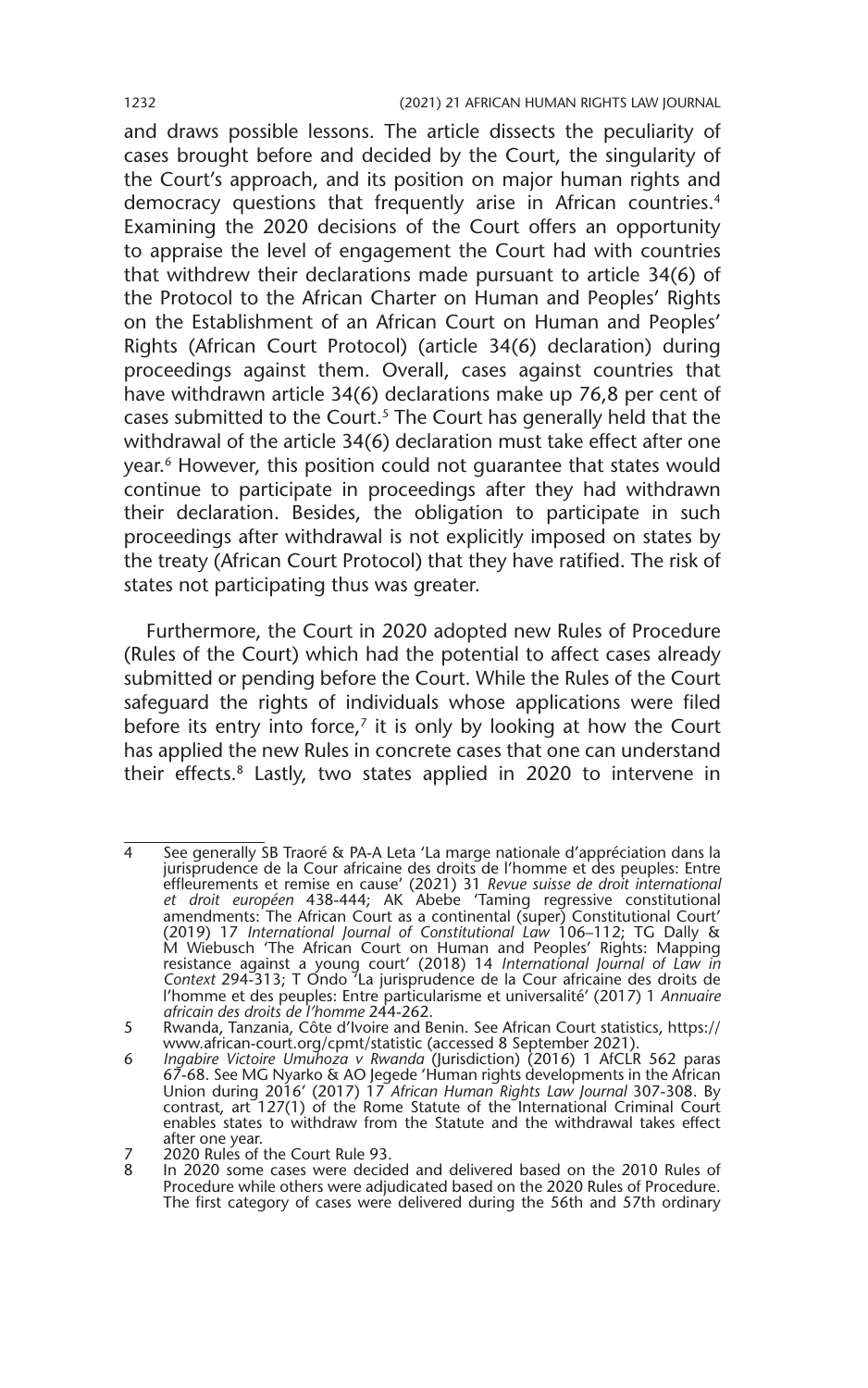and draws possible lessons. The article dissects the peculiarity of cases brought before and decided by the Court, the singularity of the Court's approach, and its position on major human rights and democracy questions that frequently arise in African countries.[4] Examining the 2020 decisions of the Court offers an opportunity to appraise the level of engagement the Court had with countries that withdrew their declarations made pursuant to article 34(6) of the Protocol to the African Charter on Human and Peoples' Rights on the Establishment of an African Court on Human and Peoples' Rights (African Court Protocol) (article 34(6) declaration) during proceedings against them. Overall, cases against countries that have withdrawn article 34(6) declarations make up 76,8 per cent of cases submitted to the Court.[5] The Court has generally held that the withdrawal of the article 34(6) declaration must take effect after one year.[6] However, this position could not guarantee that states would continue to participate in proceedings after they had withdrawn their declaration. Besides, the obligation to participate in such proceedings after withdrawal is not explicitly imposed on states by the treaty (African Court Protocol) that they have ratified. The risk of states not participating thus was greater.

Furthermore, the Court in 2020 adopted new Rules of Procedure (Rules of the Court) which had the potential to affect cases already submitted or pending before the Court. While the Rules of the Court safeguard the rights of individuals whose applications were filed before its entry into force,[7] it is only by looking at how the Court has applied the new Rules in concrete cases that one can understand their effects.[8] Lastly, two states applied in 2020 to intervene in

---

4 See generally SB Traoré & PA-A Leta 'La marge nationale d'appréciation dans la jurisprudence de la Cour africaine des droits de l'homme et des peuples: Entre effleurements et remise en cause' (2021) 31 *Revue suisse de droit international et droit européen* 438-444; AK Abebe 'Taming regressive constitutional amendments: The African Court as a continental (super) Constitutional Court' (2019) 17 *International Journal of Constitutional Law* 106–112; TG Dally & M Wiebusch 'The African Court on Human and Peoples' Rights: Mapping resistance against a young court' (2018) 14 *International Journal of Law in Context* 294-313; T Ondo 'La jurisprudence de la Cour africaine des droits de l'homme et des peuples: Entre particularisme et universalité' (2017) 1 *Annuaire africain des droits de l'homme* 244-262.

5 Rwanda, Tanzania, Côte d'Ivoire and Benin. See African Court statistics, https://www.african-court.org/cpmt/statistic (accessed 8 September 2021).

6 *Ingabire Victoire Umuhoza v Rwanda* (Jurisdiction) (2016) 1 AfCLR 562 paras 67-68. See MG Nyarko & AO Jegede 'Human rights developments in the African Union during 2016' (2017) 17 *African Human Rights Law Journal* 307-308. By contrast, art 127(1) of the Rome Statute of the International Criminal Court enables states to withdraw from the Statute and the withdrawal takes effect after one year.

7 2020 Rules of the Court Rule 93.

8 In 2020 some cases were decided and delivered based on the 2010 Rules of Procedure while others were adjudicated based on the 2020 Rules of Procedure. The first category of cases were delivered during the 56th and 57th ordinary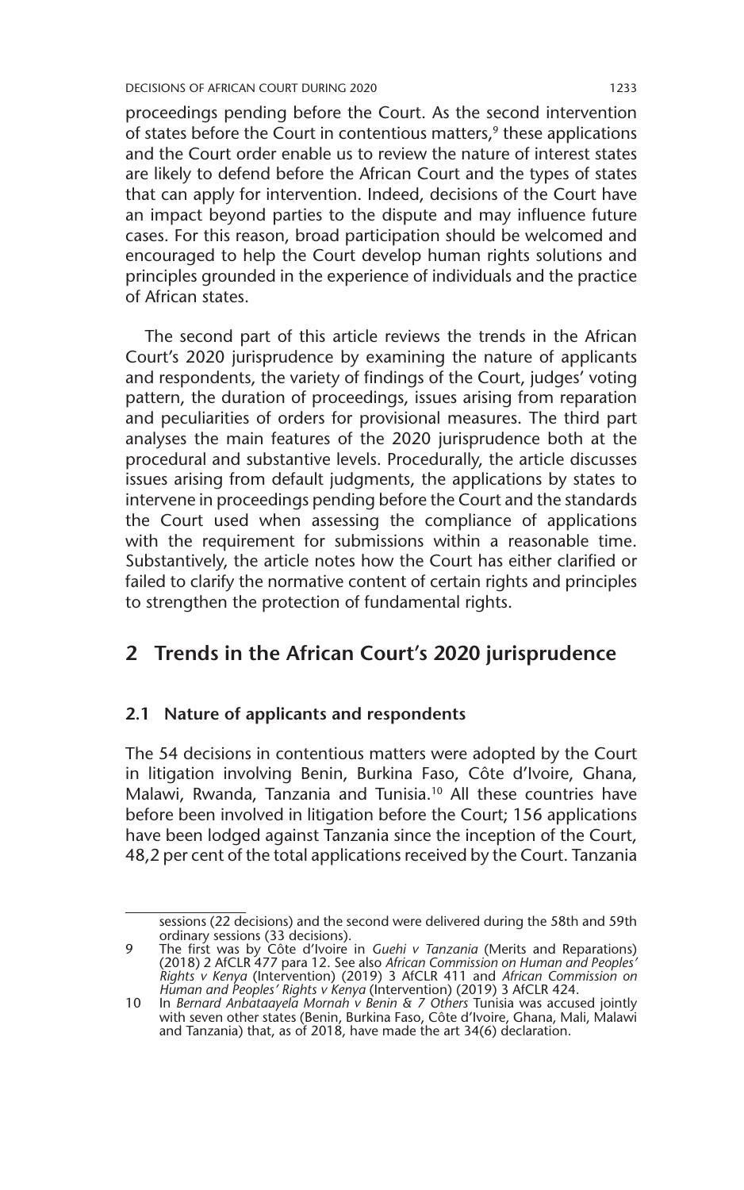proceedings pending before the Court. As the second intervention of states before the Court in contentious matters,[9] these applications and the Court order enable us to review the nature of interest states are likely to defend before the African Court and the types of states that can apply for intervention. Indeed, decisions of the Court have an impact beyond parties to the dispute and may influence future cases. For this reason, broad participation should be welcomed and encouraged to help the Court develop human rights solutions and principles grounded in the experience of individuals and the practice of African states.

The second part of this article reviews the trends in the African Court's 2020 jurisprudence by examining the nature of applicants and respondents, the variety of findings of the Court, judges' voting pattern, the duration of proceedings, issues arising from reparation and peculiarities of orders for provisional measures. The third part analyses the main features of the 2020 jurisprudence both at the procedural and substantive levels. Procedurally, the article discusses issues arising from default judgments, the applications by states to intervene in proceedings pending before the Court and the standards the Court used when assessing the compliance of applications with the requirement for submissions within a reasonable time. Substantively, the article notes how the Court has either clarified or failed to clarify the normative content of certain rights and principles to strengthen the protection of fundamental rights.

## 2 Trends in the African Court's 2020 jurisprudence

### 2.1 Nature of applicants and respondents

The 54 decisions in contentious matters were adopted by the Court in litigation involving Benin, Burkina Faso, Côte d'Ivoire, Ghana, Malawi, Rwanda, Tanzania and Tunisia.[10] All these countries have before been involved in litigation before the Court; 156 applications have been lodged against Tanzania since the inception of the Court, 48,2 per cent of the total applications received by the Court. Tanzania

---

sessions (22 decisions) and the second were delivered during the 58th and 59th ordinary sessions (33 decisions).

9 The first was by Côte d'Ivoire in *Guehi v Tanzania* (Merits and Reparations) (2018) 2 AfCLR 477 para 12. See also *African Commission on Human and Peoples' Rights v Kenya* (Intervention) (2019) 3 AfCLR 411 and *African Commission on Human and Peoples' Rights v Kenya* (Intervention) (2019) 3 AfCLR 424.

10 In *Bernard Anbataayela Mornah v Benin & 7 Others* Tunisia was accused jointly with seven other states (Benin, Burkina Faso, Côte d'Ivoire, Ghana, Mali, Malawi and Tanzania) that, as of 2018, have made the art 34(6) declaration.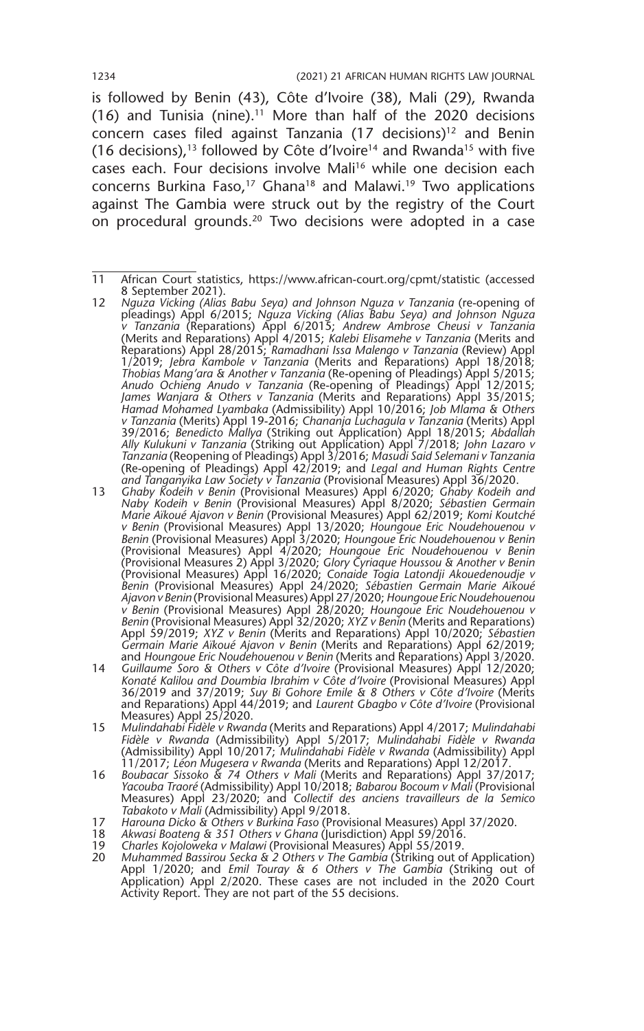is followed by Benin (43), Côte d'Ivoire (38), Mali (29), Rwanda (16) and Tunisia (nine).[11] More than half of the 2020 decisions concern cases filed against Tanzania (17 decisions)[12] and Benin (16 decisions),[13] followed by Côte d'Ivoire[14] and Rwanda[15] with five cases each. Four decisions involve Mali[16] while one decision each concerns Burkina Faso,[17] Ghana[18] and Malawi.[19] Two applications against The Gambia were struck out by the registry of the Court on procedural grounds.[20] Two decisions were adopted in a case

---

11 African Court statistics, https://www.african-court.org/cpmt/statistic (accessed 8 September 2021).

12 *Nguza Vicking (Alias Babu Seya) and Johnson Nguza v Tanzania* (re-opening of pleadings) Appl 6/2015; *Nguza Vicking (Alias Babu Seya) and Johnson Nguza v Tanzania* (Reparations) Appl 6/2015; *Andrew Ambrose Cheusi v Tanzania* (Merits and Reparations) Appl 4/2015; *Kalebi Elisamehe v Tanzania* (Merits and Reparations) Appl 28/2015; *Ramadhani Issa Malengo v Tanzania* (Review) Appl 1/2019; *Jebra Kambole v Tanzania* (Merits and Reparations) Appl 18/2018; *Thobias Mang'ara & Another v Tanzania* (Re-opening of Pleadings) Appl 5/2015; *Anudo Ochieng Anudo v Tanzania* (Re-opening of Pleadings) Appl 12/2015; *James Wanjara & Others v Tanzania* (Merits and Reparations) Appl 35/2015; *Hamad Mohamed Lyambaka* (Admissibility) Appl 10/2016; *Job Mlama & Others v Tanzania* (Merits) Appl 19-2016; *Chananja Luchagula v Tanzania* (Merits) Appl 39/2016; *Benedicto Mallya* (Striking out Application) Appl 18/2015; *Abdallah Ally Kulukuni v Tanzania* (Striking out Application) Appl 7/2018; *John Lazaro v Tanzania* (Reopening of Pleadings) Appl 3/2016; *Masudi Said Selemani v Tanzania* (Re-opening of Pleadings) Appl 42/2019; and *Legal and Human Rights Centre and Tanganyika Law Society v Tanzania* (Provisional Measures) Appl 36/2020.

13 *Ghaby Kodeih v Benin* (Provisional Measures) Appl 6/2020; *Ghaby Kodeih and Naby Kodeih v Benin* (Provisional Measures) Appl 8/2020; *Sébastien Germain Marie Aïkoué Ajavon v Benin* (Provisional Measures) Appl 62/2019; *Komi Koutché v Benin* (Provisional Measures) Appl 13/2020; *Houngoue Eric Noudehouenou v Benin* (Provisional Measures) Appl 3/2020; *Houngoue Eric Noudehouenou v Benin* (Provisional Measures) Appl 4/2020; *Houngoue Eric Noudehouenou v Benin* (Provisional Measures 2) Appl 3/2020; *Glory Cyriaque Houssou & Another v Benin* (Provisional Measures) Appl 16/2020; *Conaide Togia Latondji Akouedenoudje v Benin* (Provisional Measures) Appl 24/2020; *Sébastien Germain Marie Aïkoué Ajavon v Benin* (Provisional Measures) Appl 27/2020; *Houngoue Eric Noudehouenou v Benin* (Provisional Measures) Appl 28/2020; *Houngoue Eric Noudehouenou v Benin* (Provisional Measures) Appl 32/2020; *XYZ v Benin* (Merits and Reparations) Appl 59/2019; *XYZ v Benin* (Merits and Reparations) Appl 10/2020; *Sébastien Germain Marie Aïkoué Ajavon v Benin* (Merits and Reparations) Appl 62/2019; and *Houngoue Eric Noudehouenou v Benin* (Merits and Reparations) Appl 3/2020.

14 *Guillaume Soro & Others v Côte d'Ivoire* (Provisional Measures) Appl 12/2020; *Konaté Kalilou and Doumbia Ibrahim v Côte d'Ivoire* (Provisional Measures) Appl 36/2019 and 37/2019; *Suy Bi Gohore Emile & 8 Others v Côte d'Ivoire* (Merits and Reparations) Appl 44/2019; and *Laurent Gbagbo v Côte d'Ivoire* (Provisional Measures) Appl 25/2020.

15 *Mulindahabi Fidèle v Rwanda* (Merits and Reparations) Appl 4/2017; *Mulindahabi Fidèle v Rwanda* (Admissibility) Appl 5/2017; *Mulindahabi Fidèle v Rwanda* (Admissibility) Appl 10/2017; *Mulindahabi Fidèle v Rwanda* (Admissibility) Appl 11/2017; *Léon Mugesera v Rwanda* (Merits and Reparations) Appl 12/2017.

16 *Boubacar Sissoko & 74 Others v Mali* (Merits and Reparations) Appl 37/2017; *Yacouba Traoré* (Admissibility) Appl 10/2018; *Babarou Bocoum v Mali* (Provisional Measures) Appl 23/2020; and *Collectif des anciens travailleurs de la Semico Tabakoto v Mali* (Admissibility) Appl 9/2018.

17 *Harouna Dicko & Others v Burkina Faso* (Provisional Measures) Appl 37/2020.

18 *Akwasi Boateng & 351 Others v Ghana* (Jurisdiction) Appl 59/2016.

19 *Charles Kojoloweka v Malawi* (Provisional Measures) Appl 55/2019.

20 *Muhammed Bassirou Secka & 2 Others v The Gambia* (Striking out of Application) Appl 1/2020; and *Emil Touray & 6 Others v The Gambia* (Striking out of Application) Appl 2/2020. These cases are not included in the 2020 Court Activity Report. They are not part of the 55 decisions.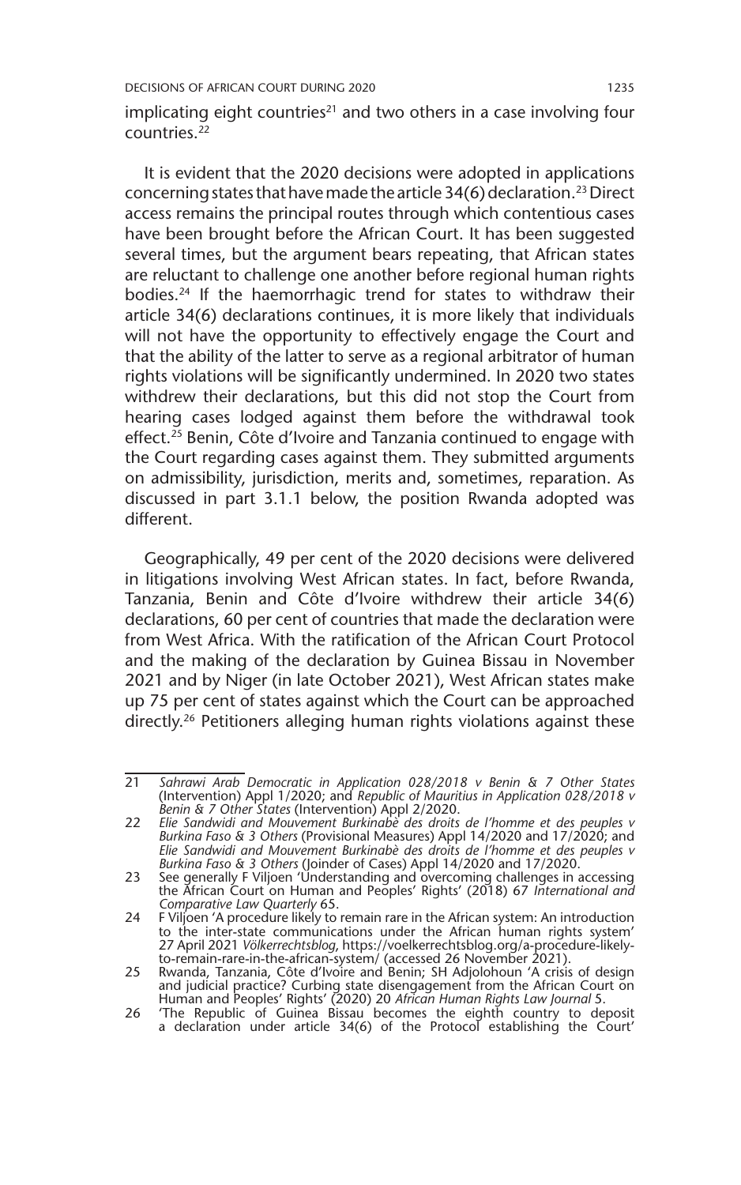implicating eight countries[21] and two others in a case involving four countries.[22]

It is evident that the 2020 decisions were adopted in applications concerning states that have made the article 34(6) declaration.[23] Direct access remains the principal routes through which contentious cases have been brought before the African Court. It has been suggested several times, but the argument bears repeating, that African states are reluctant to challenge one another before regional human rights bodies.[24] If the haemorrhagic trend for states to withdraw their article 34(6) declarations continues, it is more likely that individuals will not have the opportunity to effectively engage the Court and that the ability of the latter to serve as a regional arbitrator of human rights violations will be significantly undermined. In 2020 two states withdrew their declarations, but this did not stop the Court from hearing cases lodged against them before the withdrawal took effect.[25] Benin, Côte d'Ivoire and Tanzania continued to engage with the Court regarding cases against them. They submitted arguments on admissibility, jurisdiction, merits and, sometimes, reparation. As discussed in part 3.1.1 below, the position Rwanda adopted was different.

Geographically, 49 per cent of the 2020 decisions were delivered in litigations involving West African states. In fact, before Rwanda, Tanzania, Benin and Côte d'Ivoire withdrew their article 34(6) declarations, 60 per cent of countries that made the declaration were from West Africa. With the ratification of the African Court Protocol and the making of the declaration by Guinea Bissau in November 2021 and by Niger (in late October 2021), West African states make up 75 per cent of states against which the Court can be approached directly.[26] Petitioners alleging human rights violations against these

---

21 *Sahrawi Arab Democratic in Application 028/2018 v Benin & 7 Other States* (Intervention) Appl 1/2020; and *Republic of Mauritius in Application 028/2018 v Benin & 7 Other States* (Intervention) Appl 2/2020.

22 *Elie Sandwidi and Mouvement Burkinabè des droits de l'homme et des peuples v Burkina Faso & 3 Others* (Provisional Measures) Appl 14/2020 and 17/2020; and *Elie Sandwidi and Mouvement Burkinabè des droits de l'homme et des peuples v Burkina Faso & 3 Others* (Joinder of Cases) Appl 14/2020 and 17/2020.

23 See generally F Viljoen 'Understanding and overcoming challenges in accessing the African Court on Human and Peoples' Rights' (2018) 67 *International and Comparative Law Quarterly* 65.

24 F Viljoen 'A procedure likely to remain rare in the African system: An introduction to the inter-state communications under the African human rights system' 27 April 2021 *Völkerrechtsblog*, https://voelkerrechtsblog.org/a-procedure-likely-to-remain-rare-in-the-african-system/ (accessed 26 November 2021).

25 Rwanda, Tanzania, Côte d'Ivoire and Benin; SH Adjolohoun 'A crisis of design and judicial practice? Curbing state disengagement from the African Court on Human and Peoples' Rights' (2020) 20 *African Human Rights Law Journal* 5.

26 'The Republic of Guinea Bissau becomes the eighth country to deposit a declaration under article 34(6) of the Protocol establishing the Court'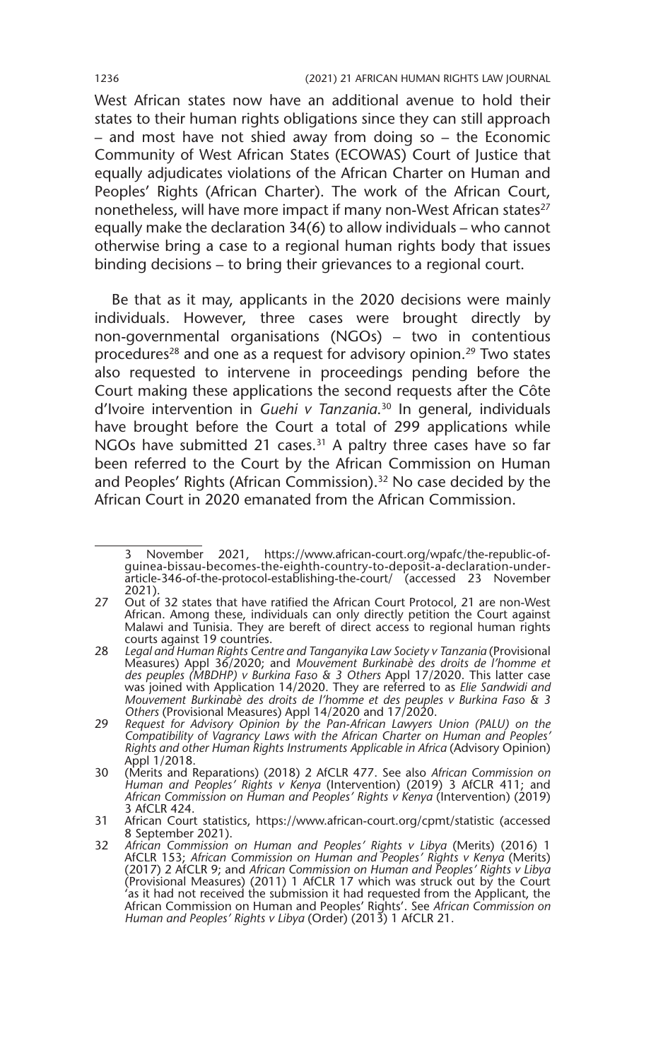West African states now have an additional avenue to hold their states to their human rights obligations since they can still approach – and most have not shied away from doing so – the Economic Community of West African States (ECOWAS) Court of Justice that equally adjudicates violations of the African Charter on Human and Peoples' Rights (African Charter). The work of the African Court, nonetheless, will have more impact if many non-West African states[27] equally make the declaration 34(6) to allow individuals – who cannot otherwise bring a case to a regional human rights body that issues binding decisions – to bring their grievances to a regional court.

Be that as it may, applicants in the 2020 decisions were mainly individuals. However, three cases were brought directly by non-governmental organisations (NGOs) – two in contentious procedures[28] and one as a request for advisory opinion.[29] Two states also requested to intervene in proceedings pending before the Court making these applications the second requests after the Côte d'Ivoire intervention in *Guehi v Tanzania*.[30] In general, individuals have brought before the Court a total of 299 applications while NGOs have submitted 21 cases.[31] A paltry three cases have so far been referred to the Court by the African Commission on Human and Peoples' Rights (African Commission).[32] No case decided by the African Court in 2020 emanated from the African Commission.

---

3 November 2021, https://www.african-court.org/wpafc/the-republic-of-guinea-bissau-becomes-the-eighth-country-to-deposit-a-declaration-under-article-346-of-the-protocol-establishing-the-court/ (accessed 23 November 2021).

27 Out of 32 states that have ratified the African Court Protocol, 21 are non-West African. Among these, individuals can only directly petition the Court against Malawi and Tunisia. They are bereft of direct access to regional human rights courts against 19 countries.

28 *Legal and Human Rights Centre and Tanganyika Law Society v Tanzania* (Provisional Measures) Appl 36/2020; and *Mouvement Burkinabè des droits de l'homme et des peuples (MBDHP) v Burkina Faso & 3 Others* Appl 17/2020. This latter case was joined with Application 14/2020. They are referred to as *Elie Sandwidi and Mouvement Burkinabè des droits de l'homme et des peuples v Burkina Faso & 3 Others* (Provisional Measures) Appl 14/2020 and 17/2020.

29 *Request for Advisory Opinion by the Pan-African Lawyers Union (PALU) on the Compatibility of Vagrancy Laws with the African Charter on Human and Peoples' Rights and other Human Rights Instruments Applicable in Africa* (Advisory Opinion) Appl 1/2018.

30 (Merits and Reparations) (2018) 2 AfCLR 477. See also *African Commission on Human and Peoples' Rights v Kenya* (Intervention) (2019) 3 AfCLR 411; and *African Commission on Human and Peoples' Rights v Kenya* (Intervention) (2019) 3 AfCLR 424.

31 African Court statistics, https://www.african-court.org/cpmt/statistic (accessed 8 September 2021).

32 *African Commission on Human and Peoples' Rights v Libya* (Merits) (2016) 1 AfCLR 153; *African Commission on Human and Peoples' Rights v Kenya* (Merits) (2017) 2 AfCLR 9; and *African Commission on Human and Peoples' Rights v Libya* (Provisional Measures) (2011) 1 AfCLR 17 which was struck out by the Court 'as it had not received the submission it had requested from the Applicant, the African Commission on Human and Peoples' Rights'. See *African Commission on Human and Peoples' Rights v Libya* (Order) (2013) 1 AfCLR 21.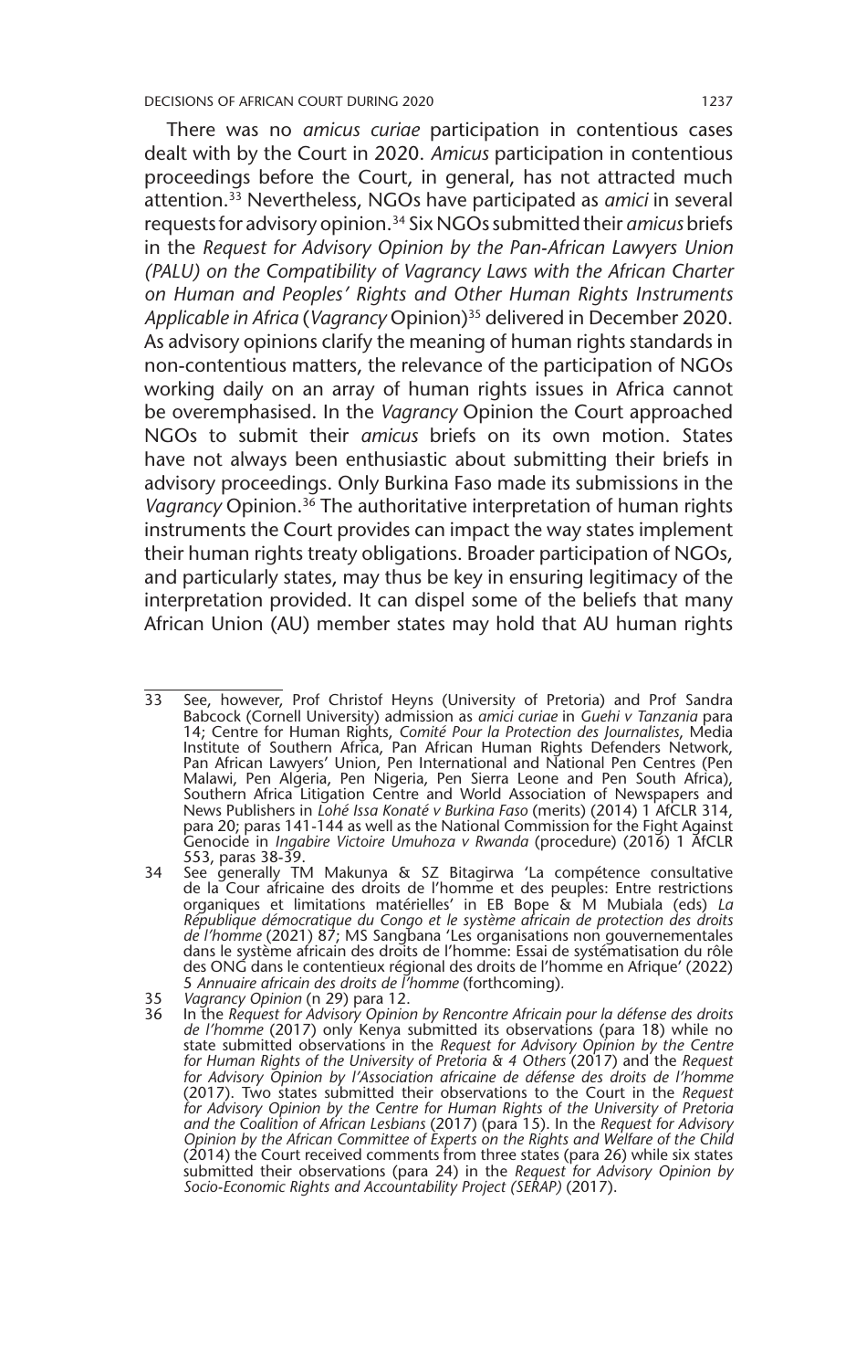There was no *amicus curiae* participation in contentious cases dealt with by the Court in 2020. *Amicus* participation in contentious proceedings before the Court, in general, has not attracted much attention.[33] Nevertheless, NGOs have participated as *amici* in several requests for advisory opinion.[34] Six NGOs submitted their *amicus* briefs in the *Request for Advisory Opinion by the Pan-African Lawyers Union (PALU) on the Compatibility of Vagrancy Laws with the African Charter on Human and Peoples' Rights and Other Human Rights Instruments Applicable in Africa* (*Vagrancy* Opinion)[35] delivered in December 2020. As advisory opinions clarify the meaning of human rights standards in non-contentious matters, the relevance of the participation of NGOs working daily on an array of human rights issues in Africa cannot be overemphasised. In the *Vagrancy* Opinion the Court approached NGOs to submit their *amicus* briefs on its own motion. States have not always been enthusiastic about submitting their briefs in advisory proceedings. Only Burkina Faso made its submissions in the *Vagrancy* Opinion.[36] The authoritative interpretation of human rights instruments the Court provides can impact the way states implement their human rights treaty obligations. Broader participation of NGOs, and particularly states, may thus be key in ensuring legitimacy of the interpretation provided. It can dispel some of the beliefs that many African Union (AU) member states may hold that AU human rights

---

33 See, however, Prof Christof Heyns (University of Pretoria) and Prof Sandra Babcock (Cornell University) admission as *amici curiae* in *Guehi v Tanzania* para 14; Centre for Human Rights, *Comité Pour la Protection des Journalistes*, Media Institute of Southern Africa, Pan African Human Rights Defenders Network, Pan African Lawyers' Union, Pen International and National Pen Centres (Pen Malawi, Pen Algeria, Pen Nigeria, Pen Sierra Leone and Pen South Africa), Southern Africa Litigation Centre and World Association of Newspapers and News Publishers in *Lohé Issa Konaté v Burkina Faso* (merits) (2014) 1 AfCLR 314, para 20; paras 141-144 as well as the National Commission for the Fight Against Genocide in *Ingabire Victoire Umuhoza v Rwanda* (procedure) (2016) 1 AfCLR 553, paras 38-39.

34 See generally TM Makunya & SZ Bitagirwa 'La compétence consultative de la Cour africaine des droits de l'homme et des peuples: Entre restrictions organiques et limitations matérielles' in EB Bope & M Mubiala (eds) *La République démocratique du Congo et le système africain de protection des droits de l'homme* (2021) 87; MS Sangbana 'Les organisations non gouvernementales dans le système africain des droits de l'homme: Essai de systématisation du rôle des ONG dans le contentieux régional des droits de l'homme en Afrique' (2022) 5 *Annuaire africain des droits de l'homme* (forthcoming).

35 *Vagrancy Opinion* (n 29) para 12.

36 In the *Request for Advisory Opinion by Rencontre Africain pour la défense des droits de l'homme* (2017) only Kenya submitted its observations (para 18) while no state submitted observations in the *Request for Advisory Opinion by the Centre for Human Rights of the University of Pretoria & 4 Others* (2017) and the *Request for Advisory Opinion by l'Association africaine de défense des droits de l'homme* (2017). Two states submitted their observations to the Court in the *Request for Advisory Opinion by the Centre for Human Rights of the University of Pretoria and the Coalition of African Lesbians* (2017) (para 15). In the *Request for Advisory Opinion by the African Committee of Experts on the Rights and Welfare of the Child* (2014) the Court received comments from three states (para 26) while six states submitted their observations (para 24) in the *Request for Advisory Opinion by Socio-Economic Rights and Accountability Project (SERAP)* (2017).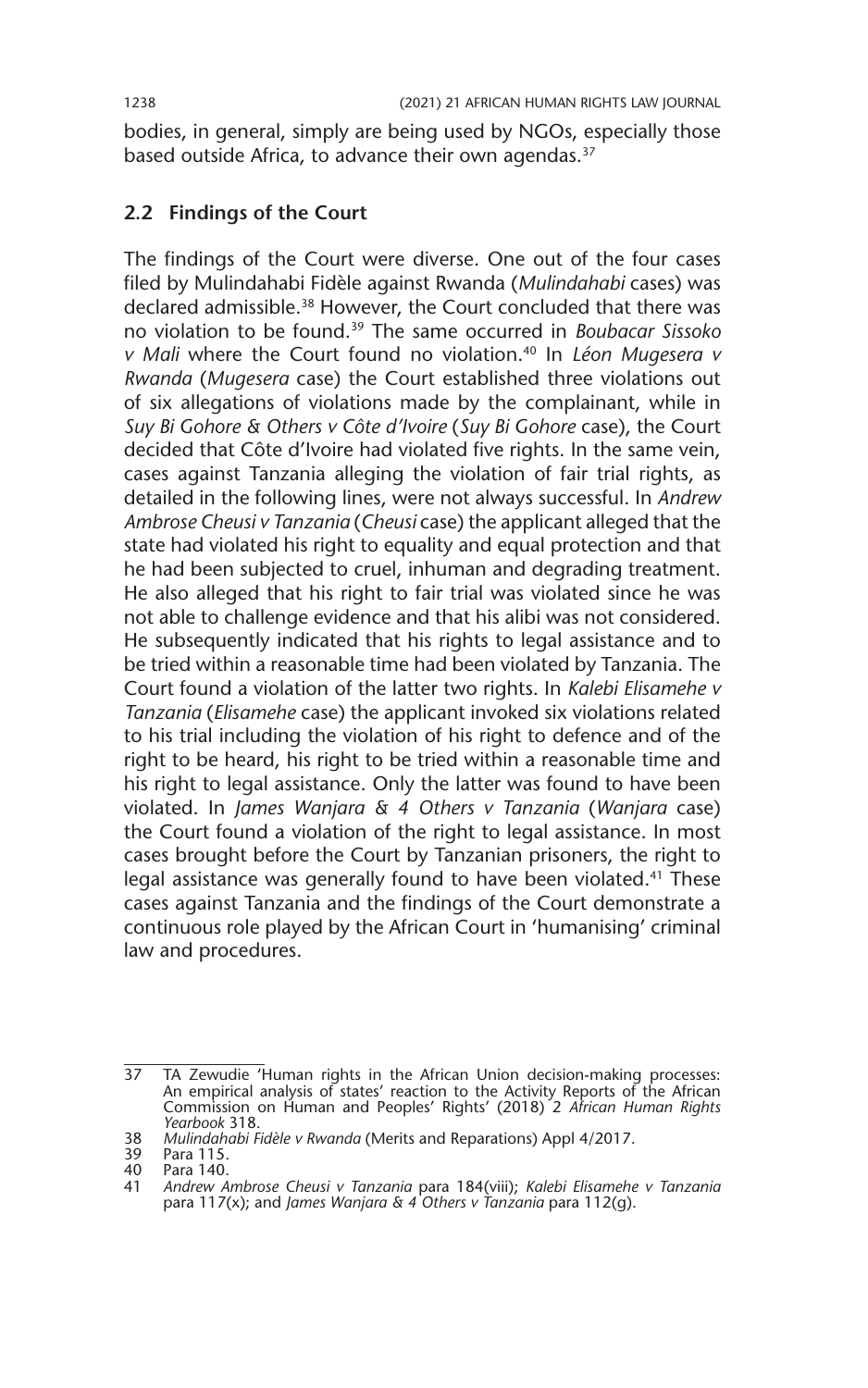bodies, in general, simply are being used by NGOs, especially those based outside Africa, to advance their own agendas.[37]

### 2.2 Findings of the Court

The findings of the Court were diverse. One out of the four cases filed by Mulindahabi Fidèle against Rwanda (*Mulindahabi* cases) was declared admissible.[38] However, the Court concluded that there was no violation to be found.[39] The same occurred in *Boubacar Sissoko v Mali* where the Court found no violation.[40] In *Léon Mugesera v Rwanda* (*Mugesera* case) the Court established three violations out of six allegations of violations made by the complainant, while in *Suy Bi Gohore & Others v Côte d'Ivoire* (*Suy Bi Gohore* case), the Court decided that Côte d'Ivoire had violated five rights. In the same vein, cases against Tanzania alleging the violation of fair trial rights, as detailed in the following lines, were not always successful. In *Andrew Ambrose Cheusi v Tanzania* (*Cheusi* case) the applicant alleged that the state had violated his right to equality and equal protection and that he had been subjected to cruel, inhuman and degrading treatment. He also alleged that his right to fair trial was violated since he was not able to challenge evidence and that his alibi was not considered. He subsequently indicated that his rights to legal assistance and to be tried within a reasonable time had been violated by Tanzania. The Court found a violation of the latter two rights. In *Kalebi Elisamehe v Tanzania* (*Elisamehe* case) the applicant invoked six violations related to his trial including the violation of his right to defence and of the right to be heard, his right to be tried within a reasonable time and his right to legal assistance. Only the latter was found to have been violated. In *James Wanjara & 4 Others v Tanzania* (*Wanjara* case) the Court found a violation of the right to legal assistance. In most cases brought before the Court by Tanzanian prisoners, the right to legal assistance was generally found to have been violated.[41] These cases against Tanzania and the findings of the Court demonstrate a continuous role played by the African Court in 'humanising' criminal law and procedures.

---

37 TA Zewudie 'Human rights in the African Union decision-making processes: An empirical analysis of states' reaction to the Activity Reports of the African Commission on Human and Peoples' Rights' (2018) 2 *African Human Rights Yearbook* 318.

38 *Mulindahabi Fidèle v Rwanda* (Merits and Reparations) Appl 4/2017.

39 Para 115.

40 Para 140.

41 *Andrew Ambrose Cheusi v Tanzania* para 184(viii); *Kalebi Elisamehe v Tanzania* para 117(x); and *James Wanjara & 4 Others v Tanzania* para 112(g).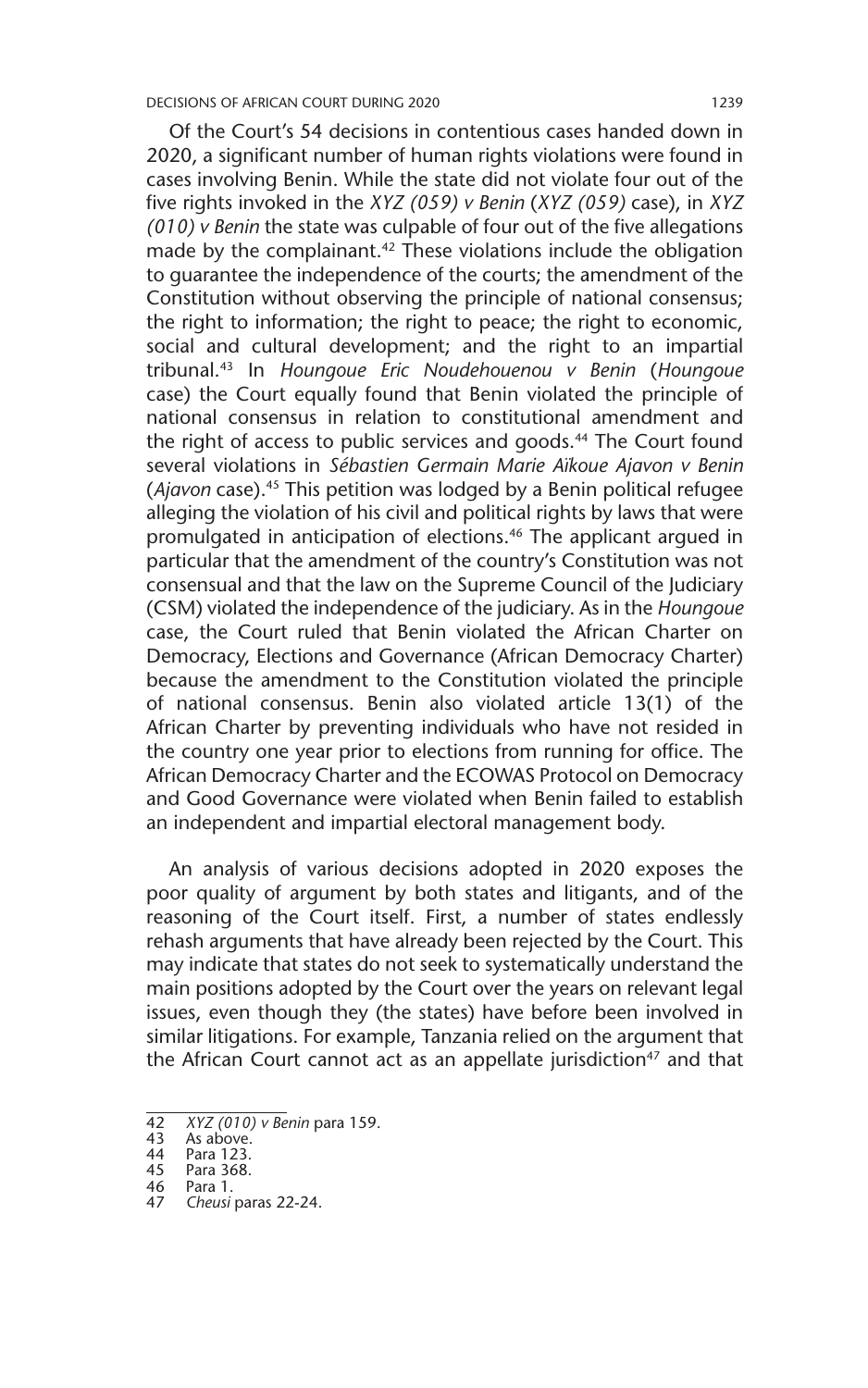Of the Court's 54 decisions in contentious cases handed down in 2020, a significant number of human rights violations were found in cases involving Benin. While the state did not violate four out of the five rights invoked in the *XYZ (059) v Benin* (*XYZ (059)* case), in *XYZ (010) v Benin* the state was culpable of four out of the five allegations made by the complainant.[42] These violations include the obligation to guarantee the independence of the courts; the amendment of the Constitution without observing the principle of national consensus; the right to information; the right to peace; the right to economic, social and cultural development; and the right to an impartial tribunal.[43] In *Houngoue Eric Noudehouenou v Benin* (*Houngoue* case) the Court equally found that Benin violated the principle of national consensus in relation to constitutional amendment and the right of access to public services and goods.[44] The Court found several violations in *Sébastien Germain Marie Aïkoue Ajavon v Benin* (*Ajavon* case).[45] This petition was lodged by a Benin political refugee alleging the violation of his civil and political rights by laws that were promulgated in anticipation of elections.[46] The applicant argued in particular that the amendment of the country's Constitution was not consensual and that the law on the Supreme Council of the Judiciary (CSM) violated the independence of the judiciary. As in the *Houngoue* case, the Court ruled that Benin violated the African Charter on Democracy, Elections and Governance (African Democracy Charter) because the amendment to the Constitution violated the principle of national consensus. Benin also violated article 13(1) of the African Charter by preventing individuals who have not resided in the country one year prior to elections from running for office. The African Democracy Charter and the ECOWAS Protocol on Democracy and Good Governance were violated when Benin failed to establish an independent and impartial electoral management body.

An analysis of various decisions adopted in 2020 exposes the poor quality of argument by both states and litigants, and of the reasoning of the Court itself. First, a number of states endlessly rehash arguments that have already been rejected by the Court. This may indicate that states do not seek to systematically understand the main positions adopted by the Court over the years on relevant legal issues, even though they (the states) have before been involved in similar litigations. For example, Tanzania relied on the argument that the African Court cannot act as an appellate jurisdiction[47] and that

42 *XYZ (010) v Benin* para 159.
43 As above.
44 Para 123.
45 Para 368.
46 Para 1.
47 *Cheusi* paras 22-24.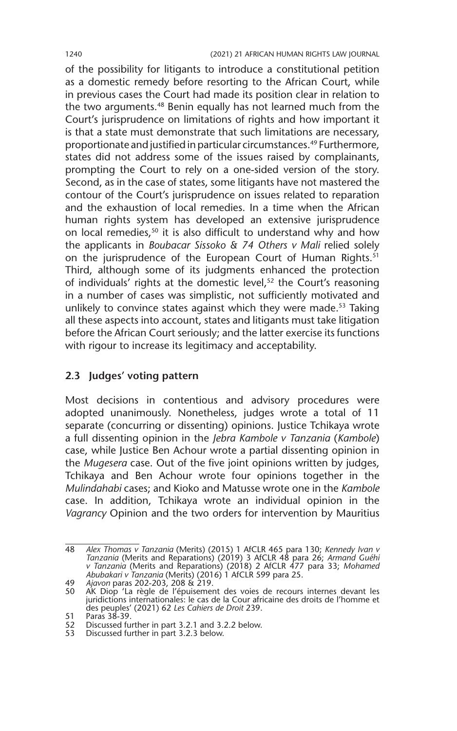of the possibility for litigants to introduce a constitutional petition as a domestic remedy before resorting to the African Court, while in previous cases the Court had made its position clear in relation to the two arguments.[48] Benin equally has not learned much from the Court's jurisprudence on limitations of rights and how important it is that a state must demonstrate that such limitations are necessary, proportionate and justified in particular circumstances.[49] Furthermore, states did not address some of the issues raised by complainants, prompting the Court to rely on a one-sided version of the story. Second, as in the case of states, some litigants have not mastered the contour of the Court's jurisprudence on issues related to reparation and the exhaustion of local remedies. In a time when the African human rights system has developed an extensive jurisprudence on local remedies,[50] it is also difficult to understand why and how the applicants in *Boubacar Sissoko & 74 Others v Mali* relied solely on the jurisprudence of the European Court of Human Rights.[51] Third, although some of its judgments enhanced the protection of individuals' rights at the domestic level,[52] the Court's reasoning in a number of cases was simplistic, not sufficiently motivated and unlikely to convince states against which they were made.[53] Taking all these aspects into account, states and litigants must take litigation before the African Court seriously; and the latter exercise its functions with rigour to increase its legitimacy and acceptability.

### 2.3 Judges' voting pattern

Most decisions in contentious and advisory procedures were adopted unanimously. Nonetheless, judges wrote a total of 11 separate (concurring or dissenting) opinions. Justice Tchikaya wrote a full dissenting opinion in the *Jebra Kambole v Tanzania* (*Kambole*) case, while Justice Ben Achour wrote a partial dissenting opinion in the *Mugesera* case. Out of the five joint opinions written by judges, Tchikaya and Ben Achour wrote four opinions together in the *Mulindahabi* cases; and Kioko and Matusse wrote one in the *Kambole* case. In addition, Tchikaya wrote an individual opinion in the *Vagrancy* Opinion and the two orders for intervention by Mauritius

---

48 *Alex Thomas v Tanzania* (Merits) (2015) 1 AfCLR 465 para 130; *Kennedy Ivan v Tanzania* (Merits and Reparations) (2019) 3 AfCLR 48 para 26; *Armand Guéhi v Tanzania* (Merits and Reparations) (2018) 2 AfCLR 477 para 33; *Mohamed Abubakari v Tanzania* (Merits) (2016) 1 AfCLR 599 para 25.

49 *Ajavon* paras 202-203, 208 & 219.

50 AK Diop 'La règle de l'épuisement des voies de recours internes devant les juridictions internationales: le cas de la Cour africaine des droits de l'homme et des peuples' (2021) 62 *Les Cahiers de Droit* 239.

51 Paras 38-39.

52 Discussed further in part 3.2.1 and 3.2.2 below.

53 Discussed further in part 3.2.3 below.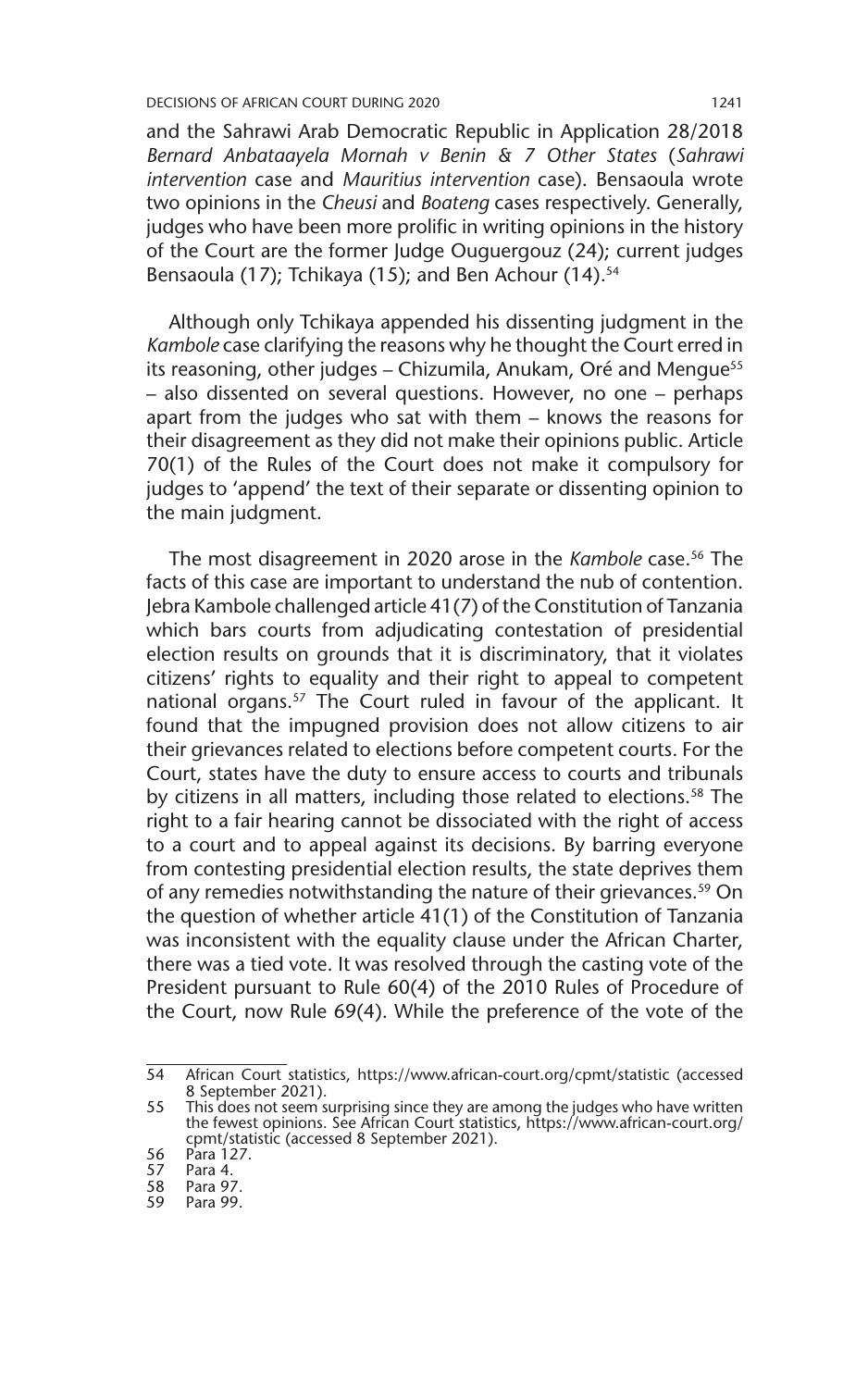and the Sahrawi Arab Democratic Republic in Application 28/2018 *Bernard Anbataayela Mornah v Benin & 7 Other States* (*Sahrawi intervention* case and *Mauritius intervention* case). Bensaoula wrote two opinions in the *Cheusi* and *Boateng* cases respectively. Generally, judges who have been more prolific in writing opinions in the history of the Court are the former Judge Ouguergouz (24); current judges Bensaoula (17); Tchikaya (15); and Ben Achour (14).[54]

Although only Tchikaya appended his dissenting judgment in the *Kambole* case clarifying the reasons why he thought the Court erred in its reasoning, other judges – Chizumila, Anukam, Oré and Mengue[55] – also dissented on several questions. However, no one – perhaps apart from the judges who sat with them – knows the reasons for their disagreement as they did not make their opinions public. Article 70(1) of the Rules of the Court does not make it compulsory for judges to 'append' the text of their separate or dissenting opinion to the main judgment.

The most disagreement in 2020 arose in the *Kambole* case.[56] The facts of this case are important to understand the nub of contention. Jebra Kambole challenged article 41(7) of the Constitution of Tanzania which bars courts from adjudicating contestation of presidential election results on grounds that it is discriminatory, that it violates citizens' rights to equality and their right to appeal to competent national organs.[57] The Court ruled in favour of the applicant. It found that the impugned provision does not allow citizens to air their grievances related to elections before competent courts. For the Court, states have the duty to ensure access to courts and tribunals by citizens in all matters, including those related to elections.[58] The right to a fair hearing cannot be dissociated with the right of access to a court and to appeal against its decisions. By barring everyone from contesting presidential election results, the state deprives them of any remedies notwithstanding the nature of their grievances.[59] On the question of whether article 41(1) of the Constitution of Tanzania was inconsistent with the equality clause under the African Charter, there was a tied vote. It was resolved through the casting vote of the President pursuant to Rule 60(4) of the 2010 Rules of Procedure of the Court, now Rule 69(4). While the preference of the vote of the

---

54 African Court statistics, https://www.african-court.org/cpmt/statistic (accessed 8 September 2021).

55 This does not seem surprising since they are among the judges who have written the fewest opinions. See African Court statistics, https://www.african-court.org/cpmt/statistic (accessed 8 September 2021).

56 Para 127.

57 Para 4.

58 Para 97.

59 Para 99.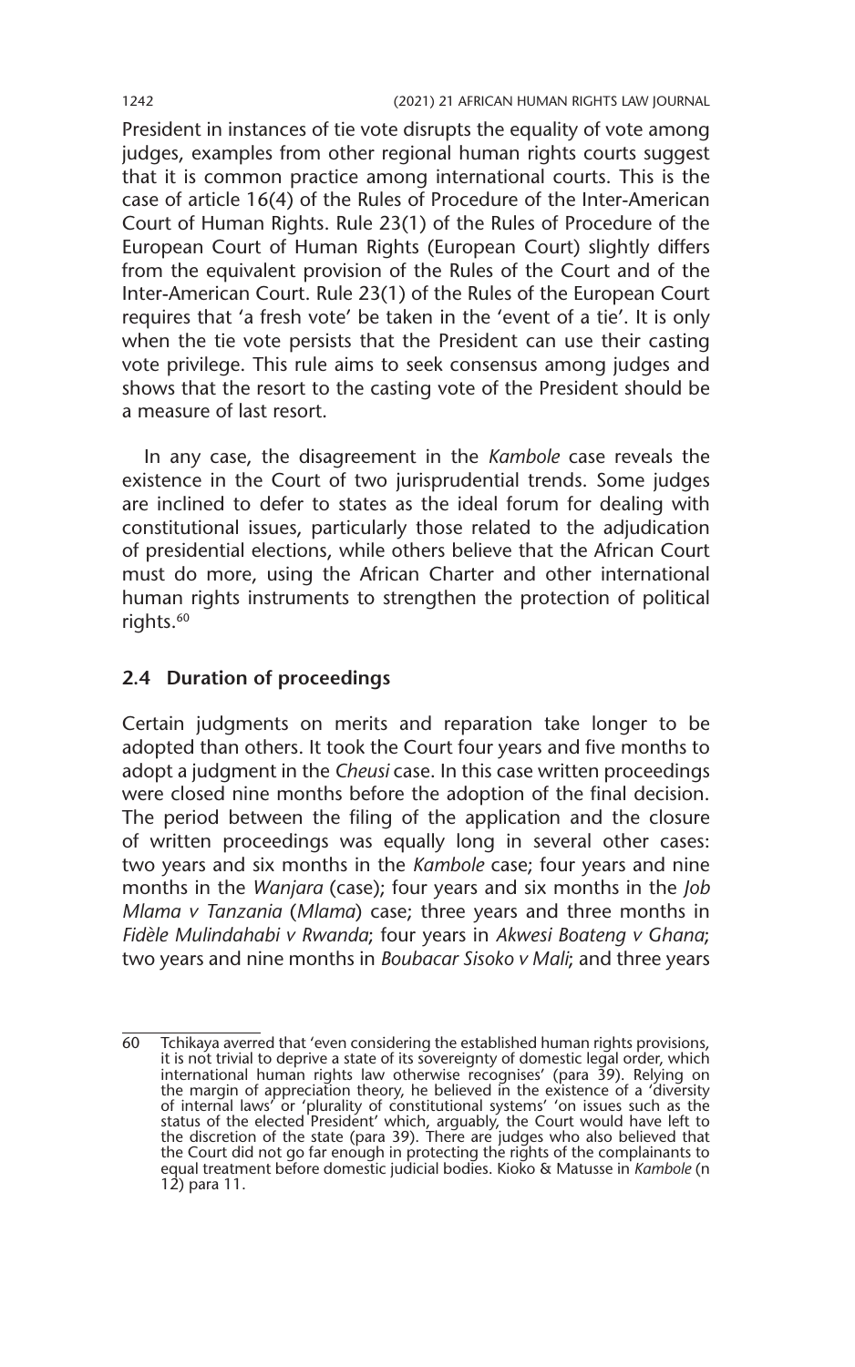President in instances of tie vote disrupts the equality of vote among judges, examples from other regional human rights courts suggest that it is common practice among international courts. This is the case of article 16(4) of the Rules of Procedure of the Inter-American Court of Human Rights. Rule 23(1) of the Rules of Procedure of the European Court of Human Rights (European Court) slightly differs from the equivalent provision of the Rules of the Court and of the Inter-American Court. Rule 23(1) of the Rules of the European Court requires that 'a fresh vote' be taken in the 'event of a tie'. It is only when the tie vote persists that the President can use their casting vote privilege. This rule aims to seek consensus among judges and shows that the resort to the casting vote of the President should be a measure of last resort.

In any case, the disagreement in the *Kambole* case reveals the existence in the Court of two jurisprudential trends. Some judges are inclined to defer to states as the ideal forum for dealing with constitutional issues, particularly those related to the adjudication of presidential elections, while others believe that the African Court must do more, using the African Charter and other international human rights instruments to strengthen the protection of political rights.[60]

### 2.4 Duration of proceedings

Certain judgments on merits and reparation take longer to be adopted than others. It took the Court four years and five months to adopt a judgment in the *Cheusi* case. In this case written proceedings were closed nine months before the adoption of the final decision. The period between the filing of the application and the closure of written proceedings was equally long in several other cases: two years and six months in the *Kambole* case; four years and nine months in the *Wanjara* (case); four years and six months in the *Job Mlama v Tanzania* (*Mlama*) case; three years and three months in *Fidèle Mulindahabi v Rwanda*; four years in *Akwesi Boateng v Ghana*; two years and nine months in *Boubacar Sisoko v Mali*; and three years

---

60 Tchikaya averred that 'even considering the established human rights provisions, it is not trivial to deprive a state of its sovereignty of domestic legal order, which international human rights law otherwise recognises' (para 39). Relying on the margin of appreciation theory, he believed in the existence of a 'diversity of internal laws' or 'plurality of constitutional systems' 'on issues such as the status of the elected President' which, arguably, the Court would have left to the discretion of the state (para 39). There are judges who also believed that the Court did not go far enough in protecting the rights of the complainants to equal treatment before domestic judicial bodies. Kioko & Matusse in *Kambole* (n 12) para 11.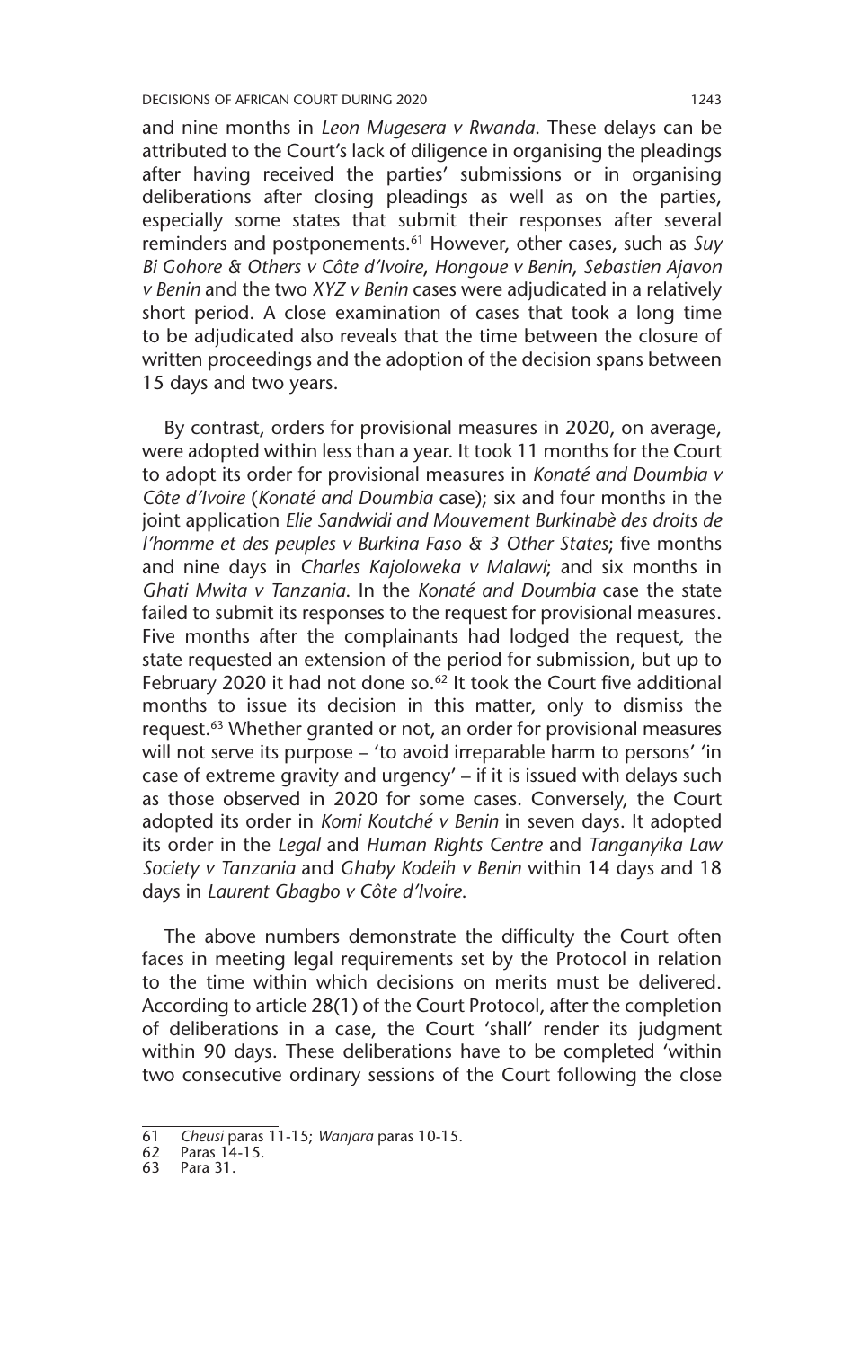and nine months in *Leon Mugesera v Rwanda*. These delays can be attributed to the Court's lack of diligence in organising the pleadings after having received the parties' submissions or in organising deliberations after closing pleadings as well as on the parties, especially some states that submit their responses after several reminders and postponements.[61] However, other cases, such as *Suy Bi Gohore & Others v Côte d'Ivoire*, *Hongoue v Benin*, *Sebastien Ajavon v Benin* and the two *XYZ v Benin* cases were adjudicated in a relatively short period. A close examination of cases that took a long time to be adjudicated also reveals that the time between the closure of written proceedings and the adoption of the decision spans between 15 days and two years.

By contrast, orders for provisional measures in 2020, on average, were adopted within less than a year. It took 11 months for the Court to adopt its order for provisional measures in *Konaté and Doumbia v Côte d'Ivoire* (*Konaté and Doumbia* case); six and four months in the joint application *Elie Sandwidi and Mouvement Burkinabè des droits de l'homme et des peuples v Burkina Faso & 3 Other States*; five months and nine days in *Charles Kajoloweka v Malawi*; and six months in *Ghati Mwita v Tanzania*. In the *Konaté and Doumbia* case the state failed to submit its responses to the request for provisional measures. Five months after the complainants had lodged the request, the state requested an extension of the period for submission, but up to February 2020 it had not done so.[62] It took the Court five additional months to issue its decision in this matter, only to dismiss the request.[63] Whether granted or not, an order for provisional measures will not serve its purpose – 'to avoid irreparable harm to persons' 'in case of extreme gravity and urgency' – if it is issued with delays such as those observed in 2020 for some cases. Conversely, the Court adopted its order in *Komi Koutché v Benin* in seven days. It adopted its order in the *Legal* and *Human Rights Centre* and *Tanganyika Law Society v Tanzania* and *Ghaby Kodeih v Benin* within 14 days and 18 days in *Laurent Gbagbo v Côte d'Ivoire*.

The above numbers demonstrate the difficulty the Court often faces in meeting legal requirements set by the Protocol in relation to the time within which decisions on merits must be delivered. According to article 28(1) of the Court Protocol, after the completion of deliberations in a case, the Court 'shall' render its judgment within 90 days. These deliberations have to be completed 'within two consecutive ordinary sessions of the Court following the close

---

61 *Cheusi* paras 11-15; *Wanjara* paras 10-15.

62 Paras 14-15.

63 Para 31.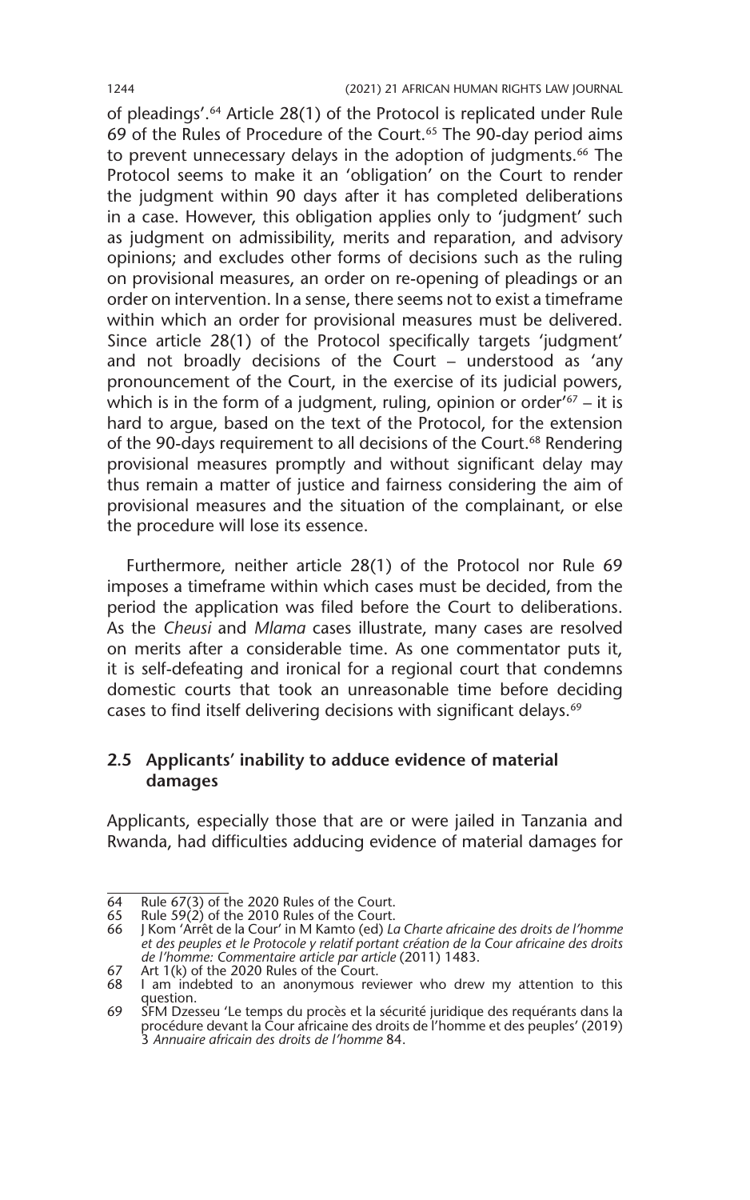of pleadings'.[64] Article 28(1) of the Protocol is replicated under Rule 69 of the Rules of Procedure of the Court.[65] The 90-day period aims to prevent unnecessary delays in the adoption of judgments.[66] The Protocol seems to make it an 'obligation' on the Court to render the judgment within 90 days after it has completed deliberations in a case. However, this obligation applies only to 'judgment' such as judgment on admissibility, merits and reparation, and advisory opinions; and excludes other forms of decisions such as the ruling on provisional measures, an order on re-opening of pleadings or an order on intervention. In a sense, there seems not to exist a timeframe within which an order for provisional measures must be delivered. Since article 28(1) of the Protocol specifically targets 'judgment' and not broadly decisions of the Court – understood as 'any pronouncement of the Court, in the exercise of its judicial powers, which is in the form of a judgment, ruling, opinion or order'[67] – it is hard to argue, based on the text of the Protocol, for the extension of the 90-days requirement to all decisions of the Court.[68] Rendering provisional measures promptly and without significant delay may thus remain a matter of justice and fairness considering the aim of provisional measures and the situation of the complainant, or else the procedure will lose its essence.

Furthermore, neither article 28(1) of the Protocol nor Rule 69 imposes a timeframe within which cases must be decided, from the period the application was filed before the Court to deliberations. As the *Cheusi* and *Mlama* cases illustrate, many cases are resolved on merits after a considerable time. As one commentator puts it, it is self-defeating and ironical for a regional court that condemns domestic courts that took an unreasonable time before deciding cases to find itself delivering decisions with significant delays.[69]

### 2.5 Applicants' inability to adduce evidence of material damages

Applicants, especially those that are or were jailed in Tanzania and Rwanda, had difficulties adducing evidence of material damages for

---

64 Rule 67(3) of the 2020 Rules of the Court.

65 Rule 59(2) of the 2010 Rules of the Court.

66 J Kom 'Arrêt de la Cour' in M Kamto (ed) *La Charte africaine des droits de l'homme et des peuples et le Protocole y relatif portant création de la Cour africaine des droits de l'homme: Commentaire article par article* (2011) 1483.

67 Art 1(k) of the 2020 Rules of the Court.

68 I am indebted to an anonymous reviewer who drew my attention to this question.

69 SFM Dzesseu 'Le temps du procès et la sécurité juridique des requérants dans la procédure devant la Cour africaine des droits de l'homme et des peuples' (2019) 3 *Annuaire africain des droits de l'homme* 84.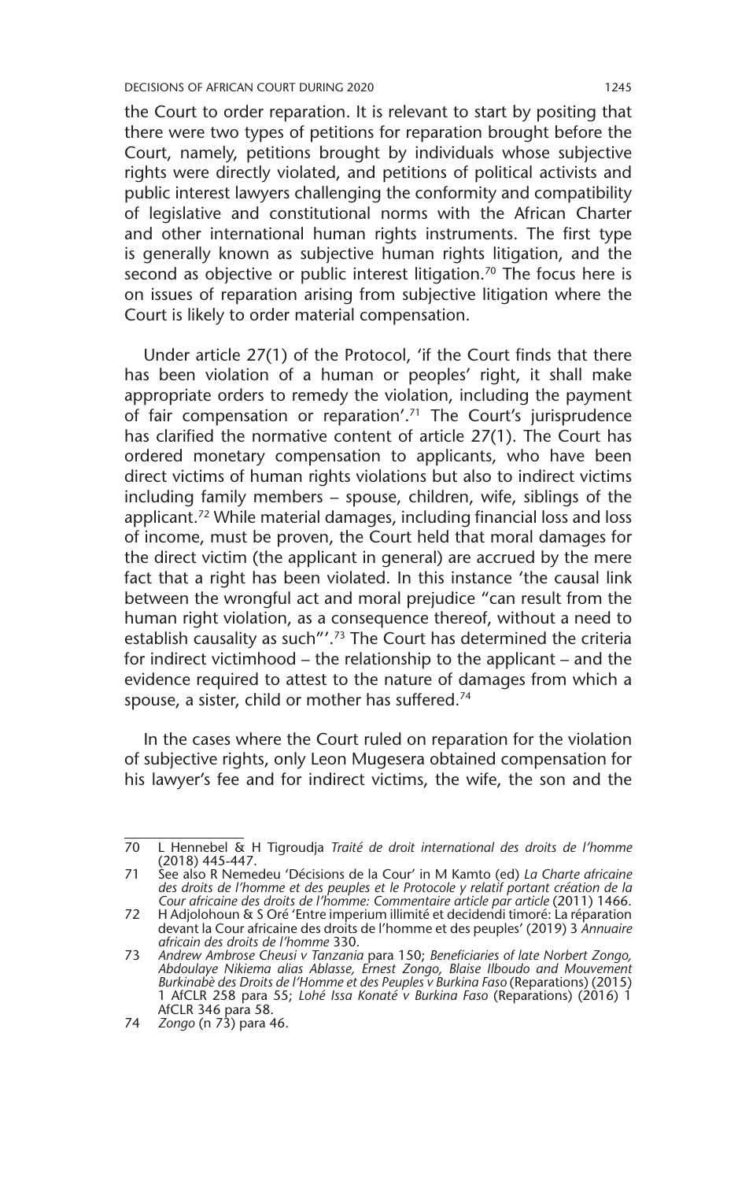the Court to order reparation. It is relevant to start by positing that there were two types of petitions for reparation brought before the Court, namely, petitions brought by individuals whose subjective rights were directly violated, and petitions of political activists and public interest lawyers challenging the conformity and compatibility of legislative and constitutional norms with the African Charter and other international human rights instruments. The first type is generally known as subjective human rights litigation, and the second as objective or public interest litigation.[70] The focus here is on issues of reparation arising from subjective litigation where the Court is likely to order material compensation.

Under article 27(1) of the Protocol, 'if the Court finds that there has been violation of a human or peoples' right, it shall make appropriate orders to remedy the violation, including the payment of fair compensation or reparation'.[71] The Court's jurisprudence has clarified the normative content of article 27(1). The Court has ordered monetary compensation to applicants, who have been direct victims of human rights violations but also to indirect victims including family members – spouse, children, wife, siblings of the applicant.[72] While material damages, including financial loss and loss of income, must be proven, the Court held that moral damages for the direct victim (the applicant in general) are accrued by the mere fact that a right has been violated. In this instance 'the causal link between the wrongful act and moral prejudice "can result from the human right violation, as a consequence thereof, without a need to establish causality as such"'.[73] The Court has determined the criteria for indirect victimhood – the relationship to the applicant – and the evidence required to attest to the nature of damages from which a spouse, a sister, child or mother has suffered.[74]

In the cases where the Court ruled on reparation for the violation of subjective rights, only Leon Mugesera obtained compensation for his lawyer's fee and for indirect victims, the wife, the son and the

---

70 L Hennebel & H Tigroudja *Traité de droit international des droits de l'homme* (2018) 445-447.

71 See also R Nemedeu 'Décisions de la Cour' in M Kamto (ed) *La Charte africaine des droits de l'homme et des peuples et le Protocole y relatif portant création de la Cour africaine des droits de l'homme: Commentaire article par article* (2011) 1466.

72 H Adjolohoun & S Oré 'Entre imperium illimité et decidendi timoré: La réparation devant la Cour africaine des droits de l'homme et des peuples' (2019) 3 *Annuaire africain des droits de l'homme* 330.

73 *Andrew Ambrose Cheusi v Tanzania* para 150; *Beneficiaries of late Norbert Zongo, Abdoulaye Nikiema alias Ablasse, Ernest Zongo, Blaise Ilboudo and Mouvement Burkinabè des Droits de l'Homme et des Peuples v Burkina Faso* (Reparations) (2015) 1 AfCLR 258 para 55; *Lohé Issa Konaté v Burkina Faso* (Reparations) (2016) 1 AfCLR 346 para 58.

74 *Zongo* (n 73) para 46.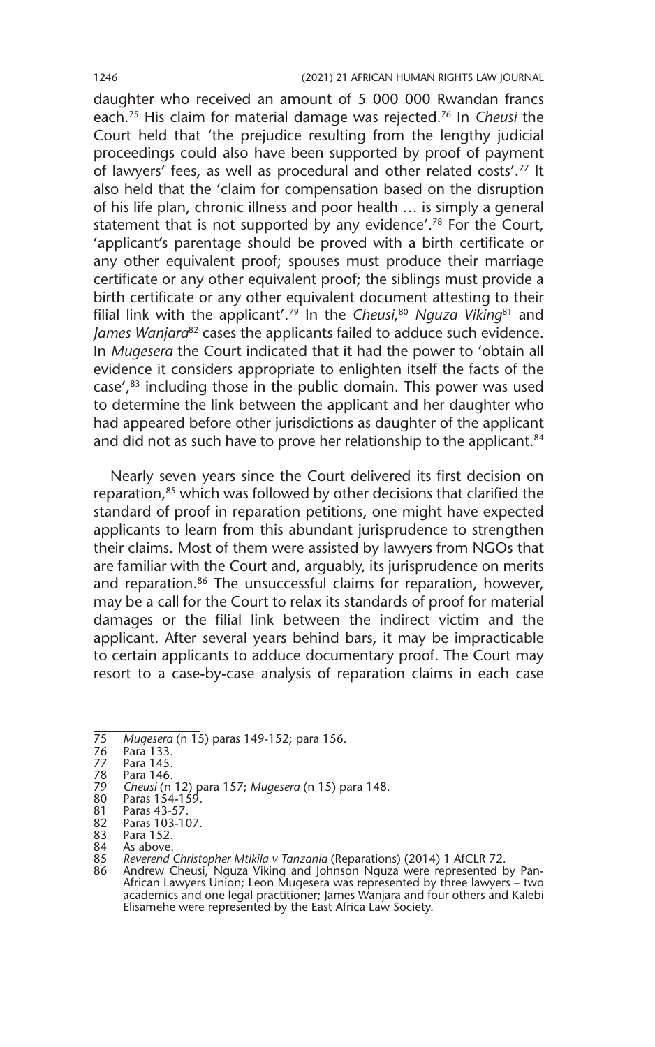daughter who received an amount of 5 000 000 Rwandan francs each.[75] His claim for material damage was rejected.[76] In *Cheusi* the Court held that 'the prejudice resulting from the lengthy judicial proceedings could also have been supported by proof of payment of lawyers' fees, as well as procedural and other related costs'.[77] It also held that the 'claim for compensation based on the disruption of his life plan, chronic illness and poor health … is simply a general statement that is not supported by any evidence'.[78] For the Court, 'applicant's parentage should be proved with a birth certificate or any other equivalent proof; spouses must produce their marriage certificate or any other equivalent proof; the siblings must provide a birth certificate or any other equivalent document attesting to their filial link with the applicant'.[79] In the *Cheusi*,[80] *Nguza Viking*[81] and *James Wanjara*[82] cases the applicants failed to adduce such evidence. In *Mugesera* the Court indicated that it had the power to 'obtain all evidence it considers appropriate to enlighten itself the facts of the case',[83] including those in the public domain. This power was used to determine the link between the applicant and her daughter who had appeared before other jurisdictions as daughter of the applicant and did not as such have to prove her relationship to the applicant.[84]

Nearly seven years since the Court delivered its first decision on reparation,[85] which was followed by other decisions that clarified the standard of proof in reparation petitions, one might have expected applicants to learn from this abundant jurisprudence to strengthen their claims. Most of them were assisted by lawyers from NGOs that are familiar with the Court and, arguably, its jurisprudence on merits and reparation.[86] The unsuccessful claims for reparation, however, may be a call for the Court to relax its standards of proof for material damages or the filial link between the indirect victim and the applicant. After several years behind bars, it may be impracticable to certain applicants to adduce documentary proof. The Court may resort to a case-by-case analysis of reparation claims in each case

---

75 *Mugesera* (n 15) paras 149-152; para 156.

76 Para 133.

77 Para 145.

78 Para 146.

79 *Cheusi* (n 12) para 157; *Mugesera* (n 15) para 148.

80 Paras 154-159.

81 Paras 43-57.

82 Paras 103-107.

83 Para 152.

84 As above.

85 *Reverend Christopher Mtikila v Tanzania* (Reparations) (2014) 1 AfCLR 72.

86 Andrew Cheusi, Nguza Viking and Johnson Nguza were represented by Pan-African Lawyers Union; Leon Mugesera was represented by three lawyers – two academics and one legal practitioner; James Wanjara and four others and Kalebi Elisamehe were represented by the East Africa Law Society.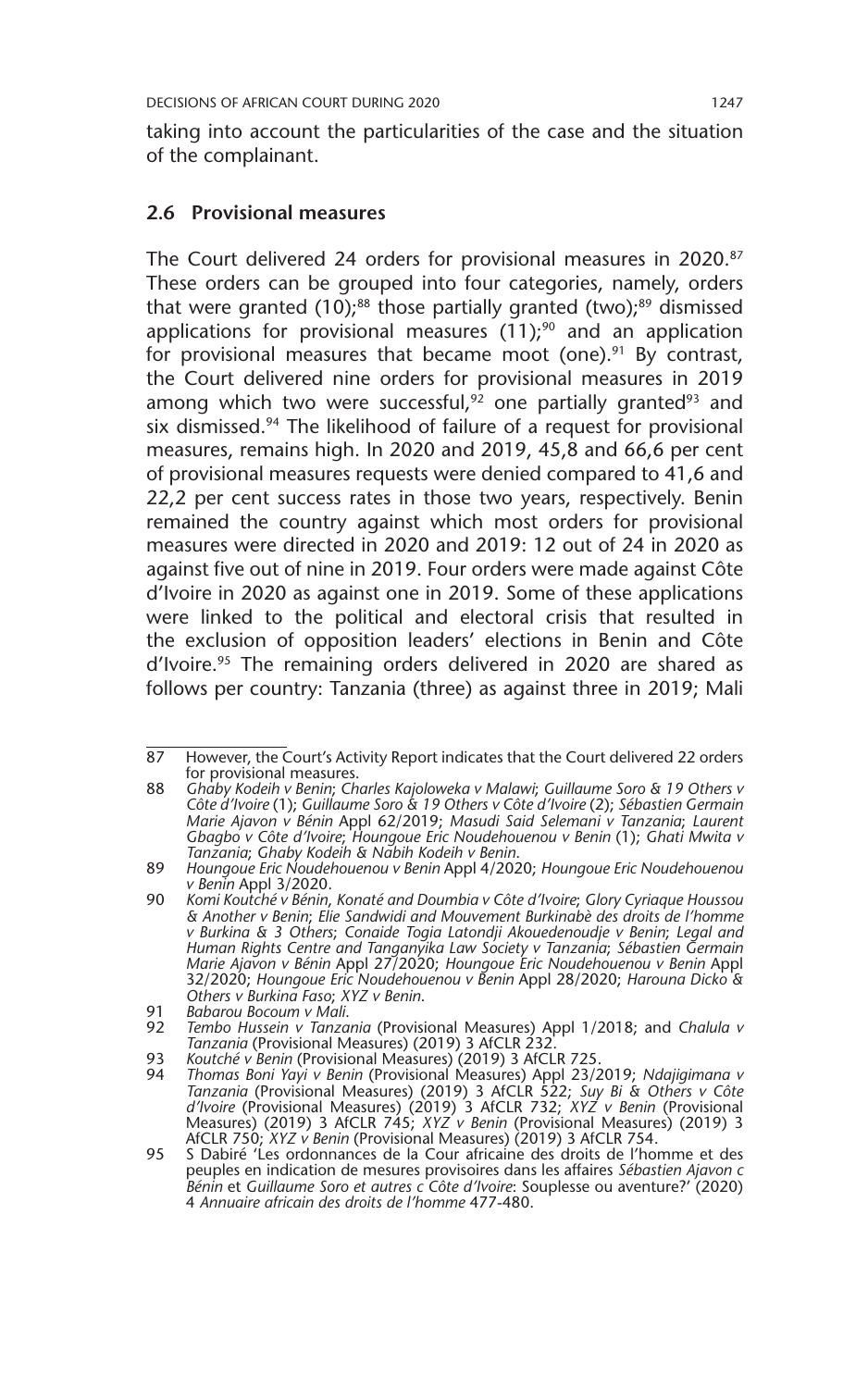taking into account the particularities of the case and the situation of the complainant.

### 2.6 Provisional measures

The Court delivered 24 orders for provisional measures in 2020.[87] These orders can be grouped into four categories, namely, orders that were granted (10);[88] those partially granted (two);[89] dismissed applications for provisional measures (11);[90] and an application for provisional measures that became moot (one).[91] By contrast, the Court delivered nine orders for provisional measures in 2019 among which two were successful,[92] one partially granted[93] and six dismissed.[94] The likelihood of failure of a request for provisional measures, remains high. In 2020 and 2019, 45,8 and 66,6 per cent of provisional measures requests were denied compared to 41,6 and 22,2 per cent success rates in those two years, respectively. Benin remained the country against which most orders for provisional measures were directed in 2020 and 2019: 12 out of 24 in 2020 as against five out of nine in 2019. Four orders were made against Côte d'Ivoire in 2020 as against one in 2019. Some of these applications were linked to the political and electoral crisis that resulted in the exclusion of opposition leaders' elections in Benin and Côte d'Ivoire.[95] The remaining orders delivered in 2020 are shared as follows per country: Tanzania (three) as against three in 2019; Mali

---

87 However, the Court's Activity Report indicates that the Court delivered 22 orders for provisional measures.

88 *Ghaby Kodeih v Benin*; *Charles Kajoloweka v Malawi*; *Guillaume Soro & 19 Others v Côte d'Ivoire* (1); *Guillaume Soro & 19 Others v Côte d'Ivoire* (2); *Sébastien Germain Marie Ajavon v Bénin* Appl 62/2019; *Masudi Said Selemani v Tanzania*; *Laurent Gbagbo v Côte d'Ivoire*; *Houngoue Eric Noudehouenou v Benin* (1); *Ghati Mwita v Tanzania*; *Ghaby Kodeih & Nabih Kodeih v Benin*.

89 *Houngoue Eric Noudehouenou v Benin* Appl 4/2020; *Houngoue Eric Noudehouenou v Benin* Appl 3/2020.

90 *Komi Koutché v Bénin*, *Konaté and Doumbia v Côte d'Ivoire*; *Glory Cyriaque Houssou & Another v Benin*; *Elie Sandwidi and Mouvement Burkinabè des droits de l'homme v Burkina & 3 Others*; *Conaide Togia Latondji Akouedenoudje v Benin*; *Legal and Human Rights Centre and Tanganyika Law Society v Tanzania*; *Sébastien Germain Marie Ajavon v Bénin* Appl 27/2020; *Houngoue Eric Noudehouenou v Benin* Appl 32/2020; *Houngoue Eric Noudehouenou v Benin* Appl 28/2020; *Harouna Dicko & Others v Burkina Faso*; *XYZ v Benin*.

91 *Babarou Bocoum v Mali*.

92 *Tembo Hussein v Tanzania* (Provisional Measures) Appl 1/2018; and *Chalula v Tanzania* (Provisional Measures) (2019) 3 AfCLR 232.

93 *Koutché v Benin* (Provisional Measures) (2019) 3 AfCLR 725.

94 *Thomas Boni Yayi v Benin* (Provisional Measures) Appl 23/2019; *Ndajigimana v Tanzania* (Provisional Measures) (2019) 3 AfCLR 522; *Suy Bi & Others v Côte d'Ivoire* (Provisional Measures) (2019) 3 AfCLR 732; *XYZ v Benin* (Provisional Measures) (2019) 3 AfCLR 745; *XYZ v Benin* (Provisional Measures) (2019) 3 AfCLR 750; *XYZ v Benin* (Provisional Measures) (2019) 3 AfCLR 754.

95 S Dabiré 'Les ordonnances de la Cour africaine des droits de l'homme et des peuples en indication de mesures provisoires dans les affaires *Sébastien Ajavon c Bénin* et *Guillaume Soro et autres c Côte d'Ivoire*: Souplesse ou aventure?' (2020) 4 *Annuaire africain des droits de l'homme* 477-480.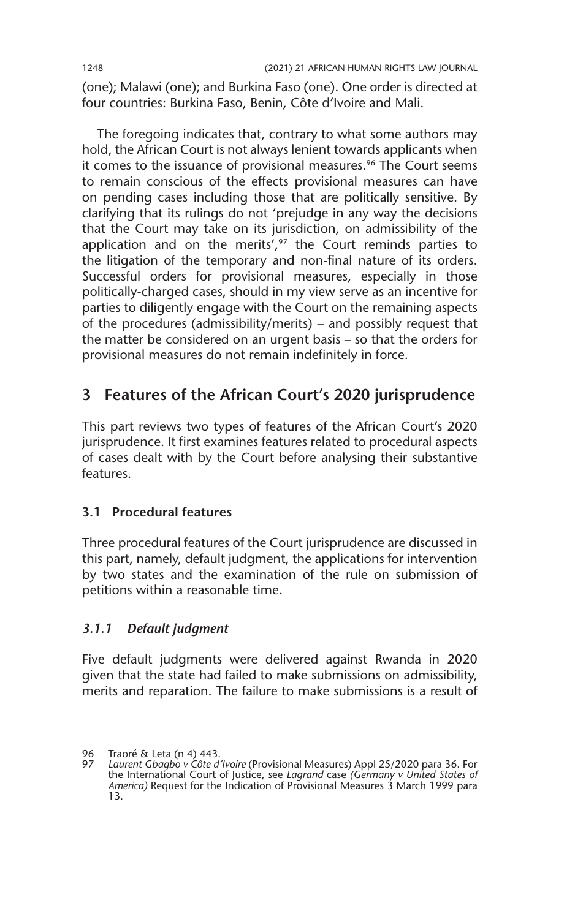(one); Malawi (one); and Burkina Faso (one). One order is directed at four countries: Burkina Faso, Benin, Côte d'Ivoire and Mali.

The foregoing indicates that, contrary to what some authors may hold, the African Court is not always lenient towards applicants when it comes to the issuance of provisional measures.[96] The Court seems to remain conscious of the effects provisional measures can have on pending cases including those that are politically sensitive. By clarifying that its rulings do not 'prejudge in any way the decisions that the Court may take on its jurisdiction, on admissibility of the application and on the merits',[97] the Court reminds parties to the litigation of the temporary and non-final nature of its orders. Successful orders for provisional measures, especially in those politically-charged cases, should in my view serve as an incentive for parties to diligently engage with the Court on the remaining aspects of the procedures (admissibility/merits) – and possibly request that the matter be considered on an urgent basis – so that the orders for provisional measures do not remain indefinitely in force.

## 3 Features of the African Court's 2020 jurisprudence

This part reviews two types of features of the African Court's 2020 jurisprudence. It first examines features related to procedural aspects of cases dealt with by the Court before analysing their substantive features.

### 3.1 Procedural features

Three procedural features of the Court jurisprudence are discussed in this part, namely, default judgment, the applications for intervention by two states and the examination of the rule on submission of petitions within a reasonable time.

#### *3.1.1 Default judgment*

Five default judgments were delivered against Rwanda in 2020 given that the state had failed to make submissions on admissibility, merits and reparation. The failure to make submissions is a result of

96 Traoré & Leta (n 4) 443.

97 *Laurent Gbagbo v Côte d'Ivoire* (Provisional Measures) Appl 25/2020 para 36. For the International Court of Justice, see *Lagrand* case *(Germany v United States of America)* Request for the Indication of Provisional Measures 3 March 1999 para 13.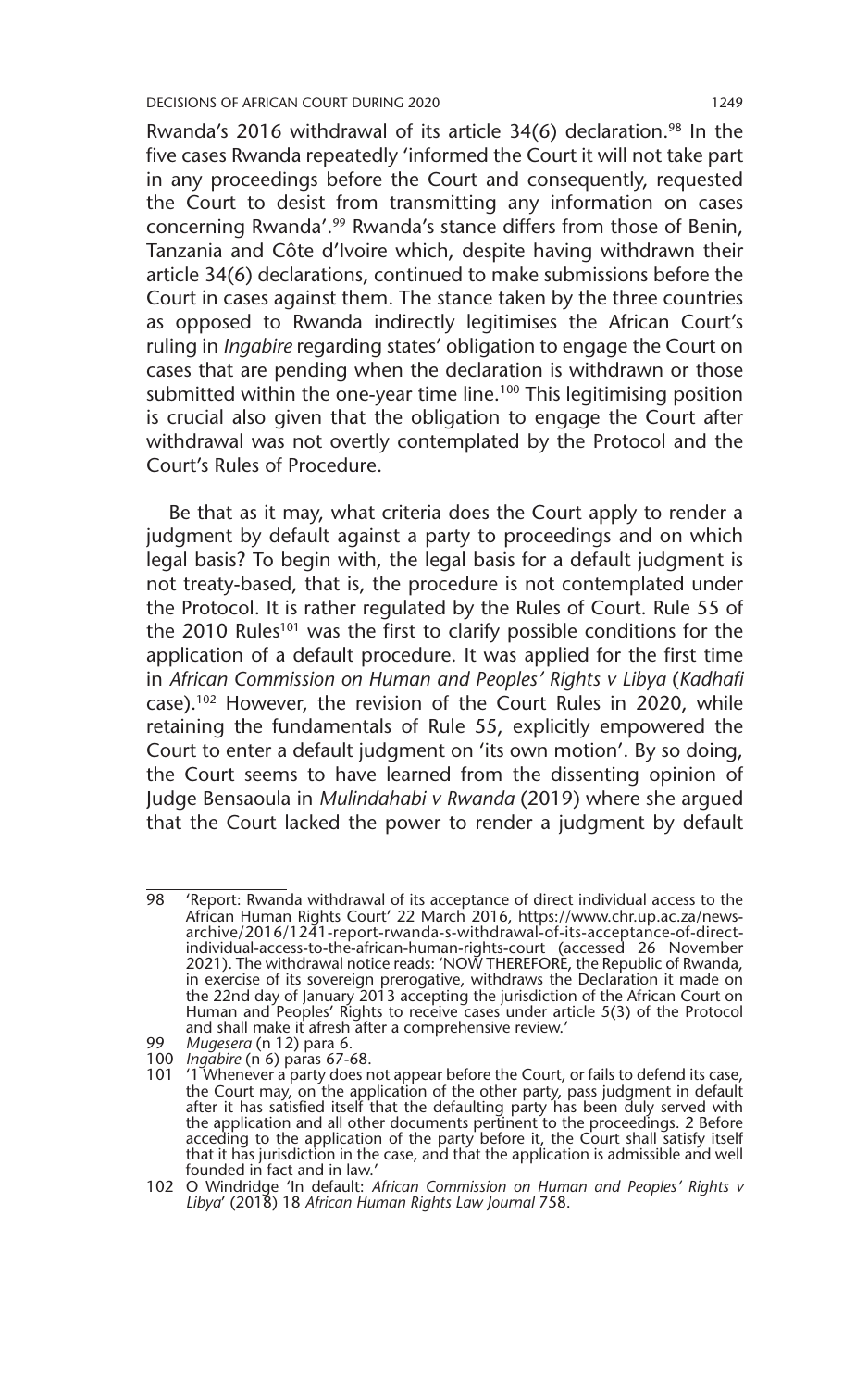Rwanda's 2016 withdrawal of its article 34(6) declaration.[98] In the five cases Rwanda repeatedly 'informed the Court it will not take part in any proceedings before the Court and consequently, requested the Court to desist from transmitting any information on cases concerning Rwanda'.[99] Rwanda's stance differs from those of Benin, Tanzania and Côte d'Ivoire which, despite having withdrawn their article 34(6) declarations, continued to make submissions before the Court in cases against them. The stance taken by the three countries as opposed to Rwanda indirectly legitimises the African Court's ruling in *Ingabire* regarding states' obligation to engage the Court on cases that are pending when the declaration is withdrawn or those submitted within the one-year time line.[100] This legitimising position is crucial also given that the obligation to engage the Court after withdrawal was not overtly contemplated by the Protocol and the Court's Rules of Procedure.

Be that as it may, what criteria does the Court apply to render a judgment by default against a party to proceedings and on which legal basis? To begin with, the legal basis for a default judgment is not treaty-based, that is, the procedure is not contemplated under the Protocol. It is rather regulated by the Rules of Court. Rule 55 of the 2010 Rules[101] was the first to clarify possible conditions for the application of a default procedure. It was applied for the first time in *African Commission on Human and Peoples' Rights v Libya* (*Kadhafi* case).[102] However, the revision of the Court Rules in 2020, while retaining the fundamentals of Rule 55, explicitly empowered the Court to enter a default judgment on 'its own motion'. By so doing, the Court seems to have learned from the dissenting opinion of Judge Bensaoula in *Mulindahabi v Rwanda* (2019) where she argued that the Court lacked the power to render a judgment by default

---

98 'Report: Rwanda withdrawal of its acceptance of direct individual access to the African Human Rights Court' 22 March 2016, https://www.chr.up.ac.za/news-archive/2016/1241-report-rwanda-s-withdrawal-of-its-acceptance-of-direct-individual-access-to-the-african-human-rights-court (accessed 26 November 2021). The withdrawal notice reads: 'NOW THEREFORE, the Republic of Rwanda, in exercise of its sovereign prerogative, withdraws the Declaration it made on the 22nd day of January 2013 accepting the jurisdiction of the African Court on Human and Peoples' Rights to receive cases under article 5(3) of the Protocol and shall make it afresh after a comprehensive review.'

99 *Mugesera* (n 12) para 6.

100 *Ingabire* (n 6) paras 67-68.

101 '1 Whenever a party does not appear before the Court, or fails to defend its case, the Court may, on the application of the other party, pass judgment in default after it has satisfied itself that the defaulting party has been duly served with the application and all other documents pertinent to the proceedings. 2 Before acceding to the application of the party before it, the Court shall satisfy itself that it has jurisdiction in the case, and that the application is admissible and well founded in fact and in law.'

102 O Windridge 'In default: *African Commission on Human and Peoples' Rights v Libya*' (2018) 18 *African Human Rights Law Journal* 758.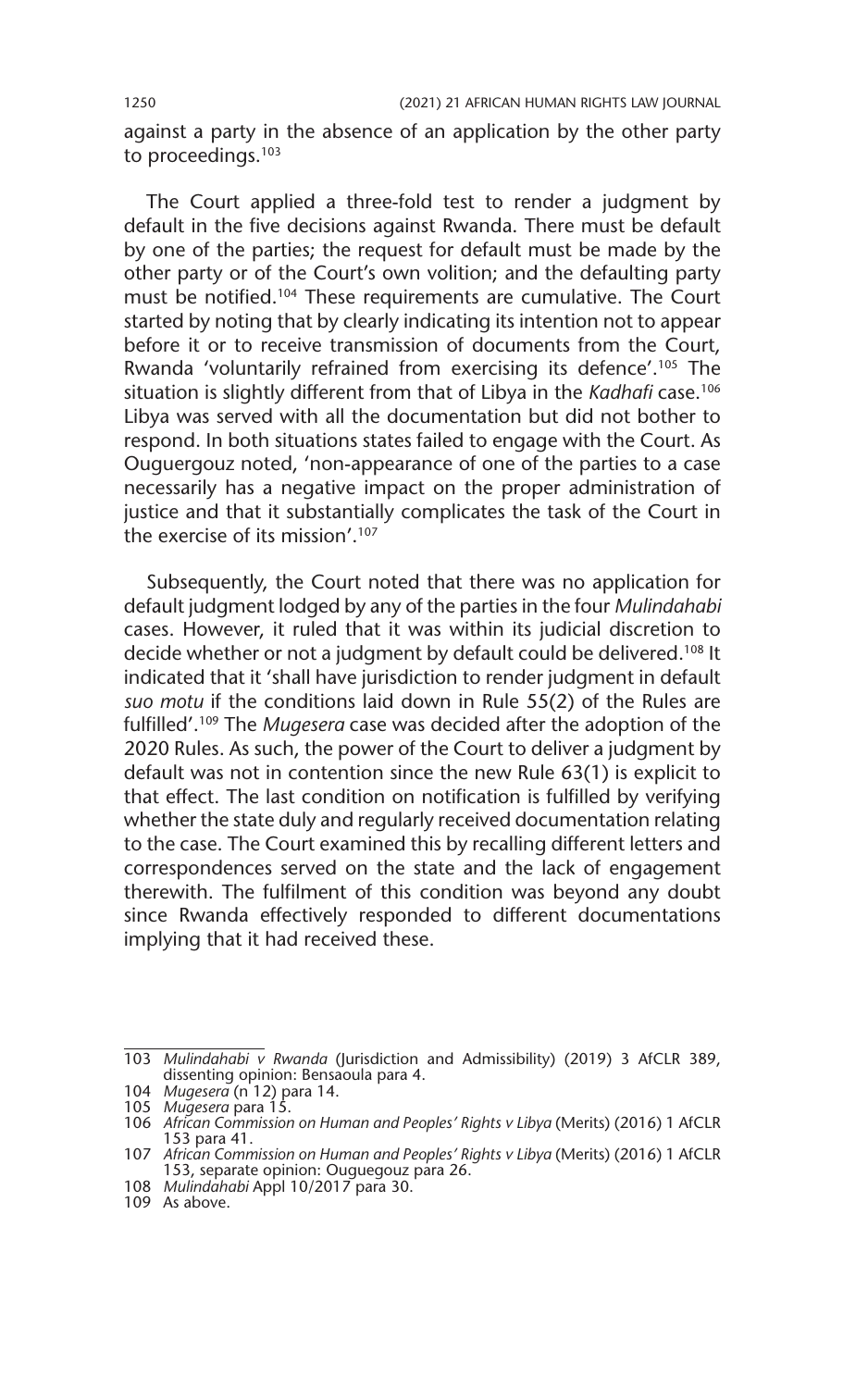against a party in the absence of an application by the other party to proceedings.[103]

The Court applied a three-fold test to render a judgment by default in the five decisions against Rwanda. There must be default by one of the parties; the request for default must be made by the other party or of the Court's own volition; and the defaulting party must be notified.[104] These requirements are cumulative. The Court started by noting that by clearly indicating its intention not to appear before it or to receive transmission of documents from the Court, Rwanda 'voluntarily refrained from exercising its defence'.[105] The situation is slightly different from that of Libya in the *Kadhafi* case.[106] Libya was served with all the documentation but did not bother to respond. In both situations states failed to engage with the Court. As Ouguergouz noted, 'non-appearance of one of the parties to a case necessarily has a negative impact on the proper administration of justice and that it substantially complicates the task of the Court in the exercise of its mission'.[107]

Subsequently, the Court noted that there was no application for default judgment lodged by any of the parties in the four *Mulindahabi* cases. However, it ruled that it was within its judicial discretion to decide whether or not a judgment by default could be delivered.[108] It indicated that it 'shall have jurisdiction to render judgment in default *suo motu* if the conditions laid down in Rule 55(2) of the Rules are fulfilled'.[109] The *Mugesera* case was decided after the adoption of the 2020 Rules. As such, the power of the Court to deliver a judgment by default was not in contention since the new Rule 63(1) is explicit to that effect. The last condition on notification is fulfilled by verifying whether the state duly and regularly received documentation relating to the case. The Court examined this by recalling different letters and correspondences served on the state and the lack of engagement therewith. The fulfilment of this condition was beyond any doubt since Rwanda effectively responded to different documentations implying that it had received these.

---

103 *Mulindahabi v Rwanda* (Jurisdiction and Admissibility) (2019) 3 AfCLR 389, dissenting opinion: Bensaoula para 4.

104 *Mugesera* (n 12) para 14.

105 *Mugesera* para 15.

106 *African Commission on Human and Peoples' Rights v Libya* (Merits) (2016) 1 AfCLR 153 para 41.

107 *African Commission on Human and Peoples' Rights v Libya* (Merits) (2016) 1 AfCLR 153, separate opinion: Ouguegouz para 26.

108 *Mulindahabi* Appl 10/2017 para 30.

109 As above.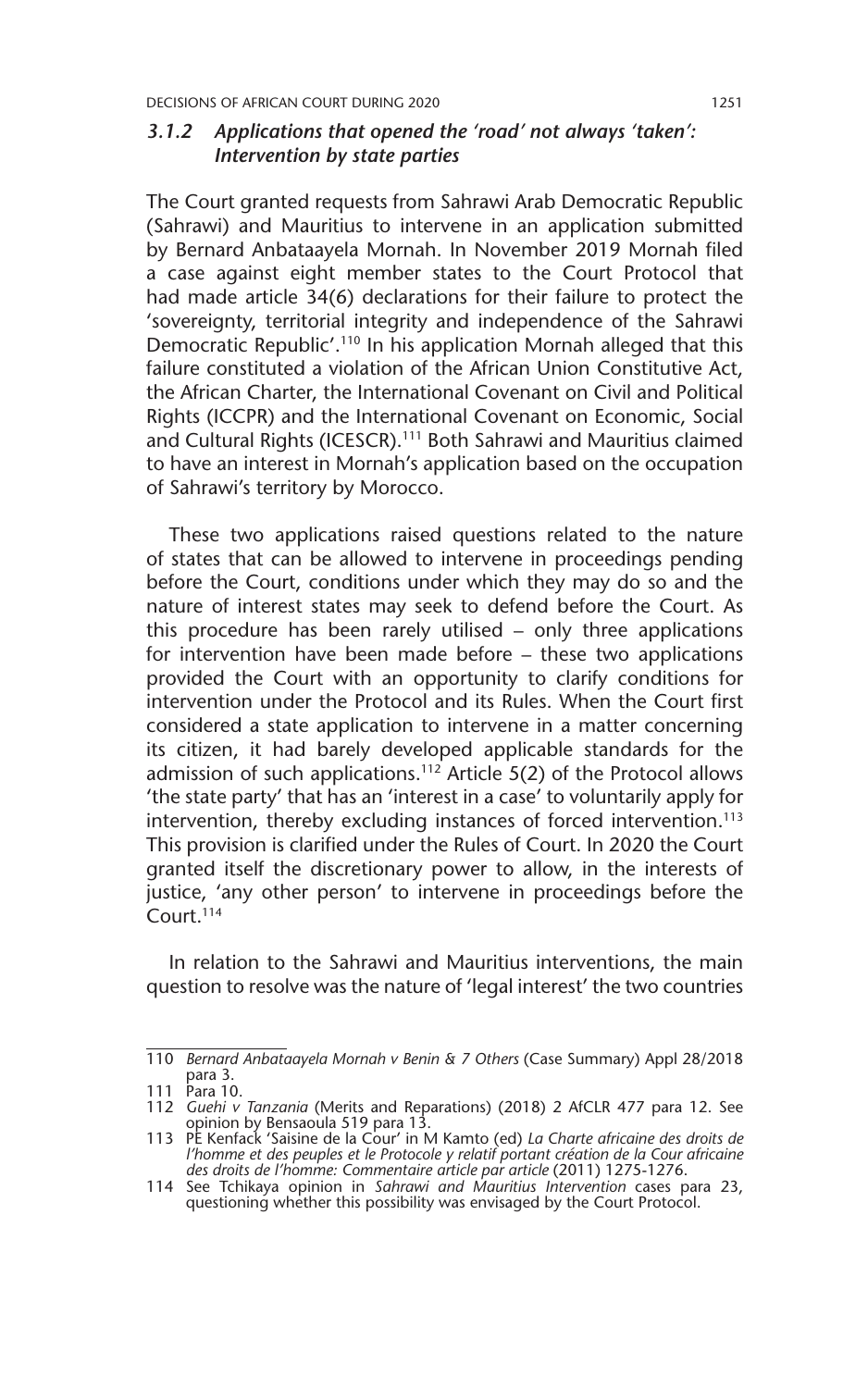### *3.1.2 Applications that opened the 'road' not always 'taken': Intervention by state parties*

The Court granted requests from Sahrawi Arab Democratic Republic (Sahrawi) and Mauritius to intervene in an application submitted by Bernard Anbataayela Mornah. In November 2019 Mornah filed a case against eight member states to the Court Protocol that had made article 34(6) declarations for their failure to protect the 'sovereignty, territorial integrity and independence of the Sahrawi Democratic Republic'.[110] In his application Mornah alleged that this failure constituted a violation of the African Union Constitutive Act, the African Charter, the International Covenant on Civil and Political Rights (ICCPR) and the International Covenant on Economic, Social and Cultural Rights (ICESCR).[111] Both Sahrawi and Mauritius claimed to have an interest in Mornah's application based on the occupation of Sahrawi's territory by Morocco.

These two applications raised questions related to the nature of states that can be allowed to intervene in proceedings pending before the Court, conditions under which they may do so and the nature of interest states may seek to defend before the Court. As this procedure has been rarely utilised – only three applications for intervention have been made before – these two applications provided the Court with an opportunity to clarify conditions for intervention under the Protocol and its Rules. When the Court first considered a state application to intervene in a matter concerning its citizen, it had barely developed applicable standards for the admission of such applications.[112] Article 5(2) of the Protocol allows 'the state party' that has an 'interest in a case' to voluntarily apply for intervention, thereby excluding instances of forced intervention.[113] This provision is clarified under the Rules of Court. In 2020 the Court granted itself the discretionary power to allow, in the interests of justice, 'any other person' to intervene in proceedings before the Court.[114]

In relation to the Sahrawi and Mauritius interventions, the main question to resolve was the nature of 'legal interest' the two countries

---

110 *Bernard Anbataayela Mornah v Benin & 7 Others* (Case Summary) Appl 28/2018 para 3.

111 Para 10.

112 *Guehi v Tanzania* (Merits and Reparations) (2018) 2 AfCLR 477 para 12. See opinion by Bensaoula 519 para 13.

113 PE Kenfack 'Saisine de la Cour' in M Kamto (ed) *La Charte africaine des droits de l'homme et des peuples et le Protocole y relatif portant création de la Cour africaine des droits de l'homme: Commentaire article par article* (2011) 1275-1276.

114 See Tchikaya opinion in *Sahrawi and Mauritius Intervention* cases para 23, questioning whether this possibility was envisaged by the Court Protocol.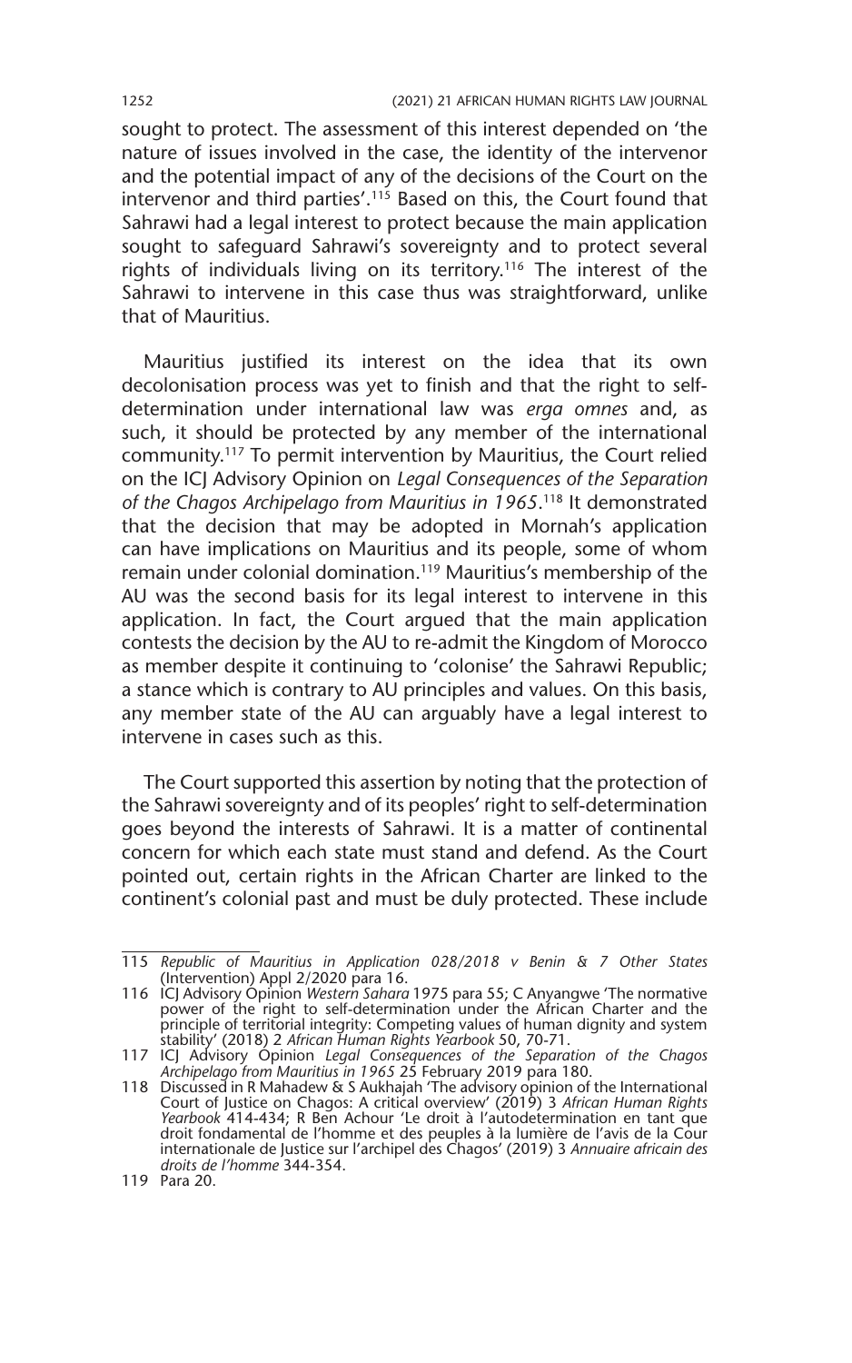sought to protect. The assessment of this interest depended on 'the nature of issues involved in the case, the identity of the intervenor and the potential impact of any of the decisions of the Court on the intervenor and third parties'.[115] Based on this, the Court found that Sahrawi had a legal interest to protect because the main application sought to safeguard Sahrawi's sovereignty and to protect several rights of individuals living on its territory.[116] The interest of the Sahrawi to intervene in this case thus was straightforward, unlike that of Mauritius.

Mauritius justified its interest on the idea that its own decolonisation process was yet to finish and that the right to self-determination under international law was *erga omnes* and, as such, it should be protected by any member of the international community.[117] To permit intervention by Mauritius, the Court relied on the ICJ Advisory Opinion on *Legal Consequences of the Separation of the Chagos Archipelago from Mauritius in 1965*.[118] It demonstrated that the decision that may be adopted in Mornah's application can have implications on Mauritius and its people, some of whom remain under colonial domination.[119] Mauritius's membership of the AU was the second basis for its legal interest to intervene in this application. In fact, the Court argued that the main application contests the decision by the AU to re-admit the Kingdom of Morocco as member despite it continuing to 'colonise' the Sahrawi Republic; a stance which is contrary to AU principles and values. On this basis, any member state of the AU can arguably have a legal interest to intervene in cases such as this.

The Court supported this assertion by noting that the protection of the Sahrawi sovereignty and of its peoples' right to self-determination goes beyond the interests of Sahrawi. It is a matter of continental concern for which each state must stand and defend. As the Court pointed out, certain rights in the African Charter are linked to the continent's colonial past and must be duly protected. These include

---

115 *Republic of Mauritius in Application 028/2018 v Benin & 7 Other States* (Intervention) Appl 2/2020 para 16.

116 ICJ Advisory Opinion *Western Sahara* 1975 para 55; C Anyangwe 'The normative power of the right to self-determination under the African Charter and the principle of territorial integrity: Competing values of human dignity and system stability' (2018) 2 *African Human Rights Yearbook* 50, 70-71.

117 ICJ Advisory Opinion *Legal Consequences of the Separation of the Chagos Archipelago from Mauritius in 1965* 25 February 2019 para 180.

118 Discussed in R Mahadew & S Aukhajah 'The advisory opinion of the International Court of Justice on Chagos: A critical overview' (2019) 3 *African Human Rights Yearbook* 414-434; R Ben Achour 'Le droit à l'autodetermination en tant que droit fondamental de l'homme et des peuples à la lumière de l'avis de la Cour internationale de Justice sur l'archipel des Chagos' (2019) 3 *Annuaire africain des droits de l'homme* 344-354.

119 Para 20.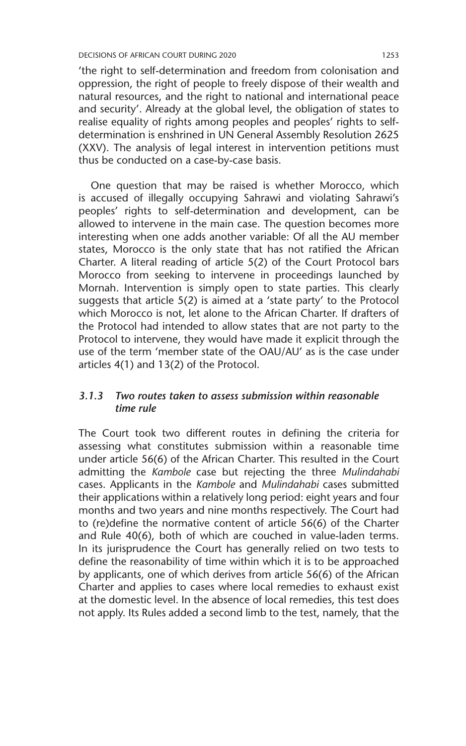'the right to self-determination and freedom from colonisation and oppression, the right of people to freely dispose of their wealth and natural resources, and the right to national and international peace and security'. Already at the global level, the obligation of states to realise equality of rights among peoples and peoples' rights to self-determination is enshrined in UN General Assembly Resolution 2625 (XXV). The analysis of legal interest in intervention petitions must thus be conducted on a case-by-case basis.

One question that may be raised is whether Morocco, which is accused of illegally occupying Sahrawi and violating Sahrawi's peoples' rights to self-determination and development, can be allowed to intervene in the main case. The question becomes more interesting when one adds another variable: Of all the AU member states, Morocco is the only state that has not ratified the African Charter. A literal reading of article 5(2) of the Court Protocol bars Morocco from seeking to intervene in proceedings launched by Mornah. Intervention is simply open to state parties. This clearly suggests that article 5(2) is aimed at a 'state party' to the Protocol which Morocco is not, let alone to the African Charter. If drafters of the Protocol had intended to allow states that are not party to the Protocol to intervene, they would have made it explicit through the use of the term 'member state of the OAU/AU' as is the case under articles 4(1) and 13(2) of the Protocol.

### *3.1.3 Two routes taken to assess submission within reasonable time rule*

The Court took two different routes in defining the criteria for assessing what constitutes submission within a reasonable time under article 56(6) of the African Charter. This resulted in the Court admitting the *Kambole* case but rejecting the three *Mulindahabi* cases. Applicants in the *Kambole* and *Mulindahabi* cases submitted their applications within a relatively long period: eight years and four months and two years and nine months respectively. The Court had to (re)define the normative content of article 56(6) of the Charter and Rule 40(6), both of which are couched in value-laden terms. In its jurisprudence the Court has generally relied on two tests to define the reasonability of time within which it is to be approached by applicants, one of which derives from article 56(6) of the African Charter and applies to cases where local remedies to exhaust exist at the domestic level. In the absence of local remedies, this test does not apply. Its Rules added a second limb to the test, namely, that the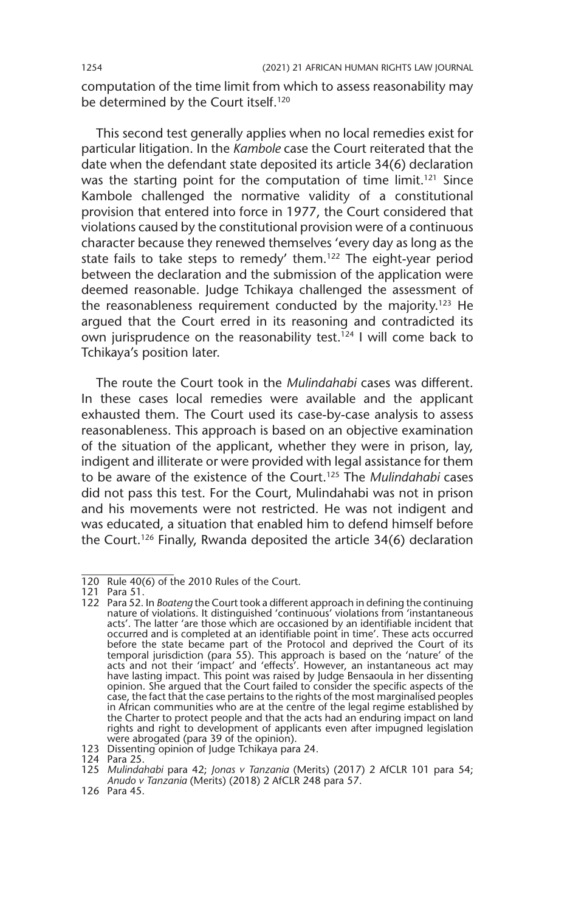computation of the time limit from which to assess reasonability may be determined by the Court itself.[120]

This second test generally applies when no local remedies exist for particular litigation. In the *Kambole* case the Court reiterated that the date when the defendant state deposited its article 34(6) declaration was the starting point for the computation of time limit.[121] Since Kambole challenged the normative validity of a constitutional provision that entered into force in 1977, the Court considered that violations caused by the constitutional provision were of a continuous character because they renewed themselves 'every day as long as the state fails to take steps to remedy' them.[122] The eight-year period between the declaration and the submission of the application were deemed reasonable. Judge Tchikaya challenged the assessment of the reasonableness requirement conducted by the majority.[123] He argued that the Court erred in its reasoning and contradicted its own jurisprudence on the reasonability test.[124] I will come back to Tchikaya's position later.

The route the Court took in the *Mulindahabi* cases was different. In these cases local remedies were available and the applicant exhausted them. The Court used its case-by-case analysis to assess reasonableness. This approach is based on an objective examination of the situation of the applicant, whether they were in prison, lay, indigent and illiterate or were provided with legal assistance for them to be aware of the existence of the Court.[125] The *Mulindahabi* cases did not pass this test. For the Court, Mulindahabi was not in prison and his movements were not restricted. He was not indigent and was educated, a situation that enabled him to defend himself before the Court.[126] Finally, Rwanda deposited the article 34(6) declaration

---

120 Rule 40(6) of the 2010 Rules of the Court.

121 Para 51.

122 Para 52. In *Boateng* the Court took a different approach in defining the continuing nature of violations. It distinguished 'continuous' violations from 'instantaneous acts'. The latter 'are those which are occasioned by an identifiable incident that occurred and is completed at an identifiable point in time'. These acts occurred before the state became part of the Protocol and deprived the Court of its temporal jurisdiction (para 55). This approach is based on the 'nature' of the acts and not their 'impact' and 'effects'. However, an instantaneous act may have lasting impact. This point was raised by Judge Bensaoula in her dissenting opinion. She argued that the Court failed to consider the specific aspects of the case, the fact that the case pertains to the rights of the most marginalised peoples in African communities who are at the centre of the legal regime established by the Charter to protect people and that the acts had an enduring impact on land rights and right to development of applicants even after impugned legislation were abrogated (para 39 of the opinion).

123 Dissenting opinion of Judge Tchikaya para 24.

124 Para 25.

125 *Mulindahabi* para 42; *Jonas v Tanzania* (Merits) (2017) 2 AfCLR 101 para 54; *Anudo v Tanzania* (Merits) (2018) 2 AfCLR 248 para 57.

126 Para 45.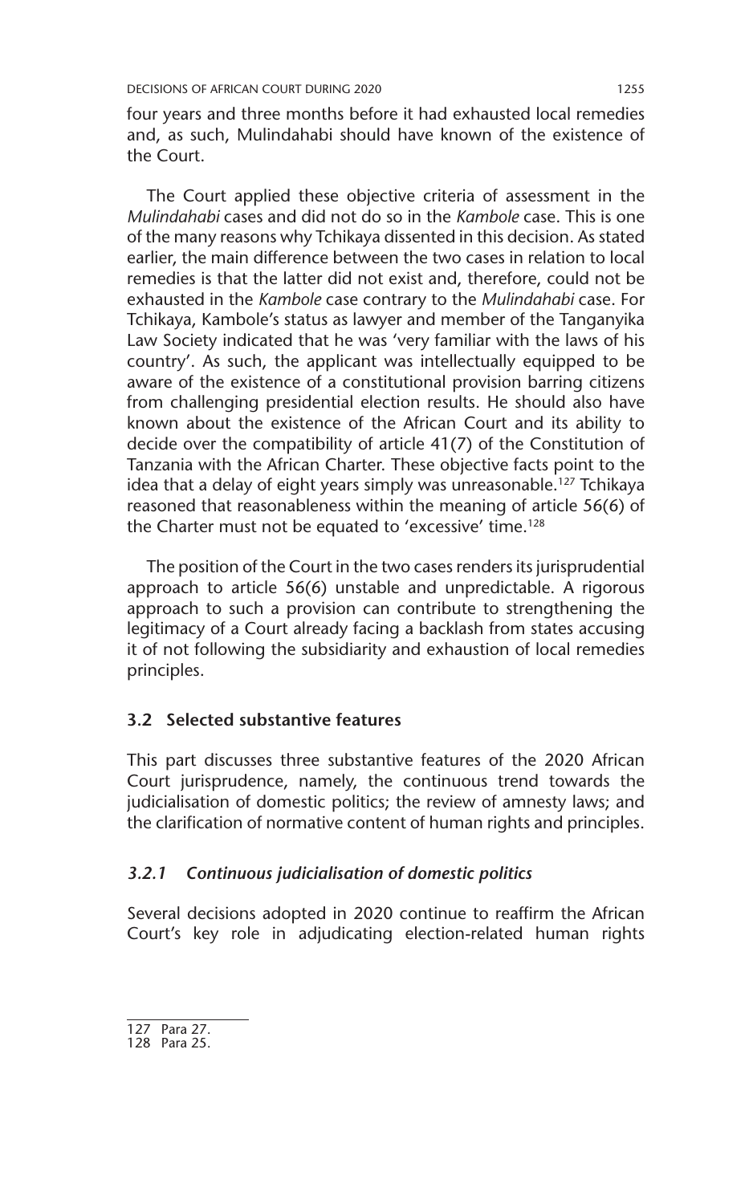four years and three months before it had exhausted local remedies and, as such, Mulindahabi should have known of the existence of the Court.

The Court applied these objective criteria of assessment in the *Mulindahabi* cases and did not do so in the *Kambole* case. This is one of the many reasons why Tchikaya dissented in this decision. As stated earlier, the main difference between the two cases in relation to local remedies is that the latter did not exist and, therefore, could not be exhausted in the *Kambole* case contrary to the *Mulindahabi* case. For Tchikaya, Kambole's status as lawyer and member of the Tanganyika Law Society indicated that he was 'very familiar with the laws of his country'. As such, the applicant was intellectually equipped to be aware of the existence of a constitutional provision barring citizens from challenging presidential election results. He should also have known about the existence of the African Court and its ability to decide over the compatibility of article 41(7) of the Constitution of Tanzania with the African Charter. These objective facts point to the idea that a delay of eight years simply was unreasonable.[127] Tchikaya reasoned that reasonableness within the meaning of article 56(6) of the Charter must not be equated to 'excessive' time.[128]

The position of the Court in the two cases renders its jurisprudential approach to article 56(6) unstable and unpredictable. A rigorous approach to such a provision can contribute to strengthening the legitimacy of a Court already facing a backlash from states accusing it of not following the subsidiarity and exhaustion of local remedies principles.

### 3.2 Selected substantive features

This part discusses three substantive features of the 2020 African Court jurisprudence, namely, the continuous trend towards the judicialisation of domestic politics; the review of amnesty laws; and the clarification of normative content of human rights and principles.

#### *3.2.1 Continuous judicialisation of domestic politics*

Several decisions adopted in 2020 continue to reaffirm the African Court's key role in adjudicating election-related human rights

127 Para 27.
128 Para 25.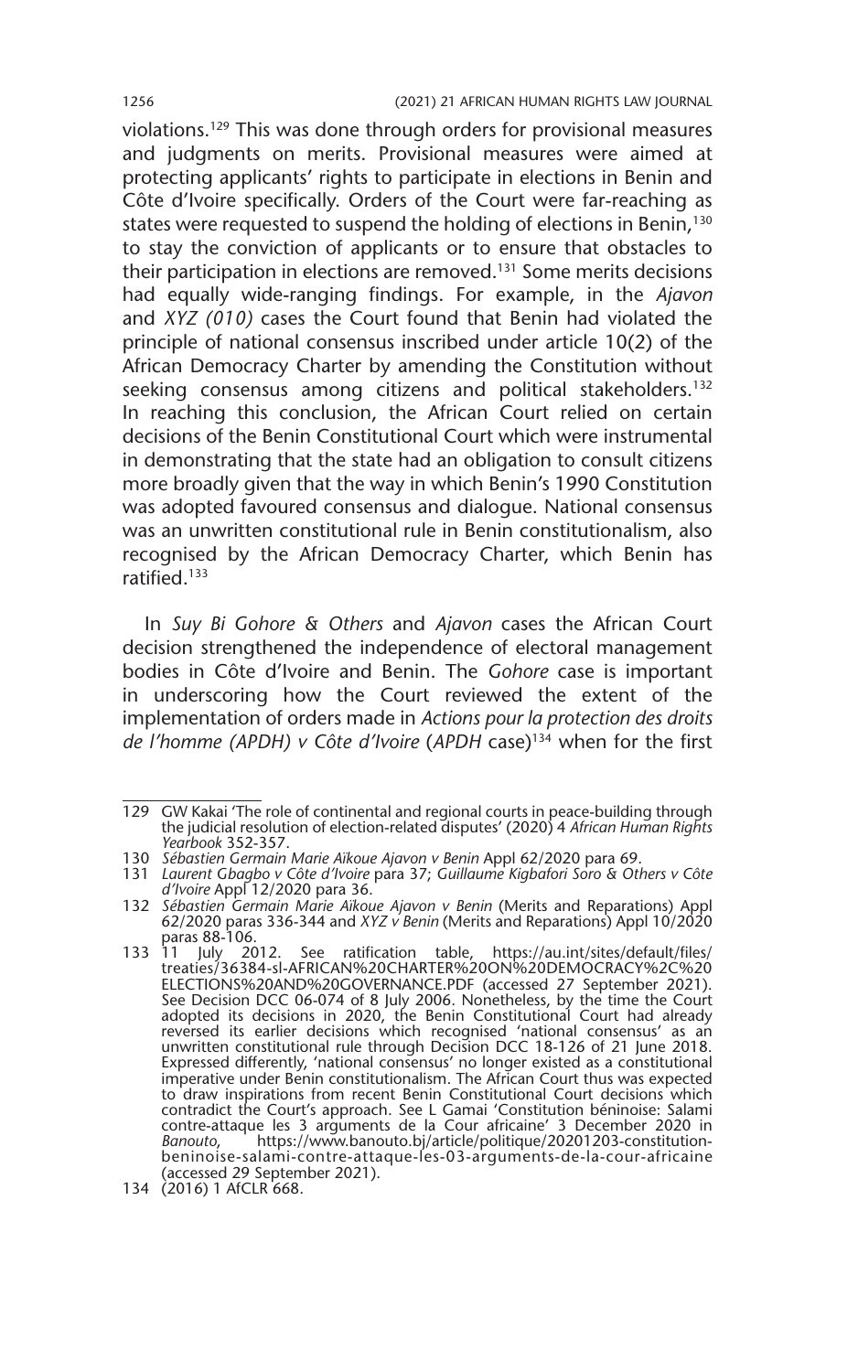violations.[129] This was done through orders for provisional measures and judgments on merits. Provisional measures were aimed at protecting applicants' rights to participate in elections in Benin and Côte d'Ivoire specifically. Orders of the Court were far-reaching as states were requested to suspend the holding of elections in Benin,[130] to stay the conviction of applicants or to ensure that obstacles to their participation in elections are removed.[131] Some merits decisions had equally wide-ranging findings. For example, in the *Ajavon* and *XYZ (010)* cases the Court found that Benin had violated the principle of national consensus inscribed under article 10(2) of the African Democracy Charter by amending the Constitution without seeking consensus among citizens and political stakeholders.[132] In reaching this conclusion, the African Court relied on certain decisions of the Benin Constitutional Court which were instrumental in demonstrating that the state had an obligation to consult citizens more broadly given that the way in which Benin's 1990 Constitution was adopted favoured consensus and dialogue. National consensus was an unwritten constitutional rule in Benin constitutionalism, also recognised by the African Democracy Charter, which Benin has ratified.[133]

In *Suy Bi Gohore & Others* and *Ajavon* cases the African Court decision strengthened the independence of electoral management bodies in Côte d'Ivoire and Benin. The *Gohore* case is important in underscoring how the Court reviewed the extent of the implementation of orders made in *Actions pour la protection des droits de l'homme (APDH) v Côte d'Ivoire* (*APDH* case)[134] when for the first

---

129 GW Kakai 'The role of continental and regional courts in peace-building through the judicial resolution of election-related disputes' (2020) 4 *African Human Rights Yearbook* 352-357.

130 *Sébastien Germain Marie Aïkoue Ajavon v Benin* Appl 62/2020 para 69.

131 *Laurent Gbagbo v Côte d'Ivoire* para 37; *Guillaume Kigbafori Soro & Others v Côte d'Ivoire* Appl 12/2020 para 36.

132 *Sébastien Germain Marie Aïkoue Ajavon v Benin* (Merits and Reparations) Appl 62/2020 paras 336-344 and *XYZ v Benin* (Merits and Reparations) Appl 10/2020 paras 88-106.

133 11 July 2012. See ratification table, https://au.int/sites/default/files/treaties/36384-sl-AFRICAN%20CHARTER%20ON%20DEMOCRACY%2C%20ELECTIONS%20AND%20GOVERNANCE.PDF (accessed 27 September 2021). See Decision DCC 06-074 of 8 July 2006. Nonetheless, by the time the Court adopted its decisions in 2020, the Benin Constitutional Court had already reversed its earlier decisions which recognised 'national consensus' as an unwritten constitutional rule through Decision DCC 18-126 of 21 June 2018. Expressed differently, 'national consensus' no longer existed as a constitutional imperative under Benin constitutionalism. The African Court thus was expected to draw inspirations from recent Benin Constitutional Court decisions which contradict the Court's approach. See L Gamai 'Constitution béninoise: Salami contre-attaque les 3 arguments de la Cour africaine' 3 December 2020 in *Banouto*, https://www.banouto.bj/article/politique/20201203-constitution-beninoise-salami-contre-attaque-les-03-arguments-de-la-cour-africaine (accessed 29 September 2021).

134 (2016) 1 AfCLR 668.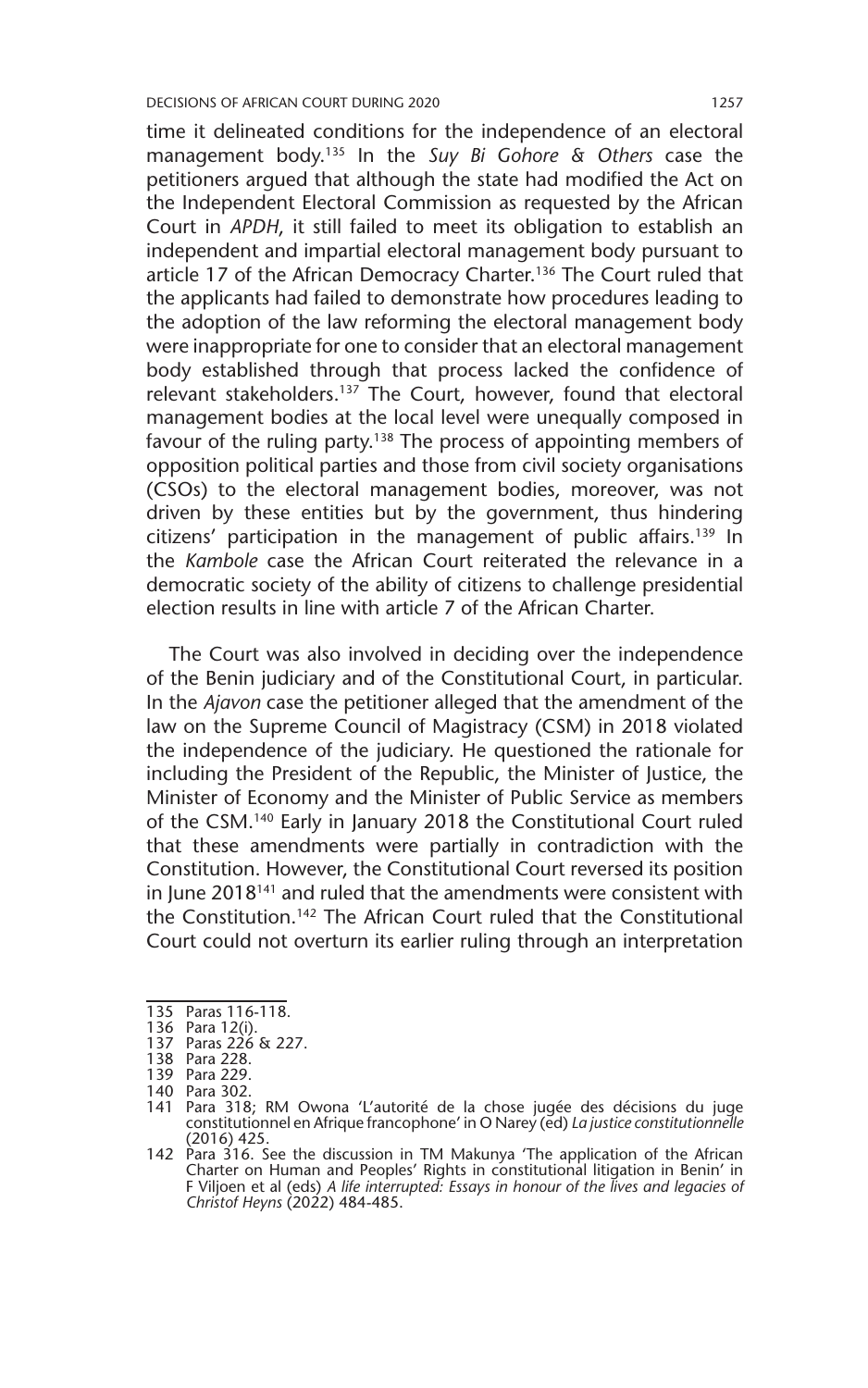time it delineated conditions for the independence of an electoral management body.[135] In the *Suy Bi Gohore & Others* case the petitioners argued that although the state had modified the Act on the Independent Electoral Commission as requested by the African Court in *APDH*, it still failed to meet its obligation to establish an independent and impartial electoral management body pursuant to article 17 of the African Democracy Charter.[136] The Court ruled that the applicants had failed to demonstrate how procedures leading to the adoption of the law reforming the electoral management body were inappropriate for one to consider that an electoral management body established through that process lacked the confidence of relevant stakeholders.[137] The Court, however, found that electoral management bodies at the local level were unequally composed in favour of the ruling party.[138] The process of appointing members of opposition political parties and those from civil society organisations (CSOs) to the electoral management bodies, moreover, was not driven by these entities but by the government, thus hindering citizens' participation in the management of public affairs.[139] In the *Kambole* case the African Court reiterated the relevance in a democratic society of the ability of citizens to challenge presidential election results in line with article 7 of the African Charter.

The Court was also involved in deciding over the independence of the Benin judiciary and of the Constitutional Court, in particular. In the *Ajavon* case the petitioner alleged that the amendment of the law on the Supreme Council of Magistracy (CSM) in 2018 violated the independence of the judiciary. He questioned the rationale for including the President of the Republic, the Minister of Justice, the Minister of Economy and the Minister of Public Service as members of the CSM.[140] Early in January 2018 the Constitutional Court ruled that these amendments were partially in contradiction with the Constitution. However, the Constitutional Court reversed its position in June 2018[141] and ruled that the amendments were consistent with the Constitution.[142] The African Court ruled that the Constitutional Court could not overturn its earlier ruling through an interpretation

135 Paras 116-118.
136 Para 12(i).
137 Paras 226 & 227.
138 Para 228.
139 Para 229.
140 Para 302.
141 Para 318; RM Owona 'L'autorité de la chose jugée des décisions du juge constitutionnel en Afrique francophone' in O Narey (ed) *La justice constitutionnelle* (2016) 425.
142 Para 316. See the discussion in TM Makunya 'The application of the African Charter on Human and Peoples' Rights in constitutional litigation in Benin' in F Viljoen et al (eds) *A life interrupted: Essays in honour of the lives and legacies of Christof Heyns* (2022) 484-485.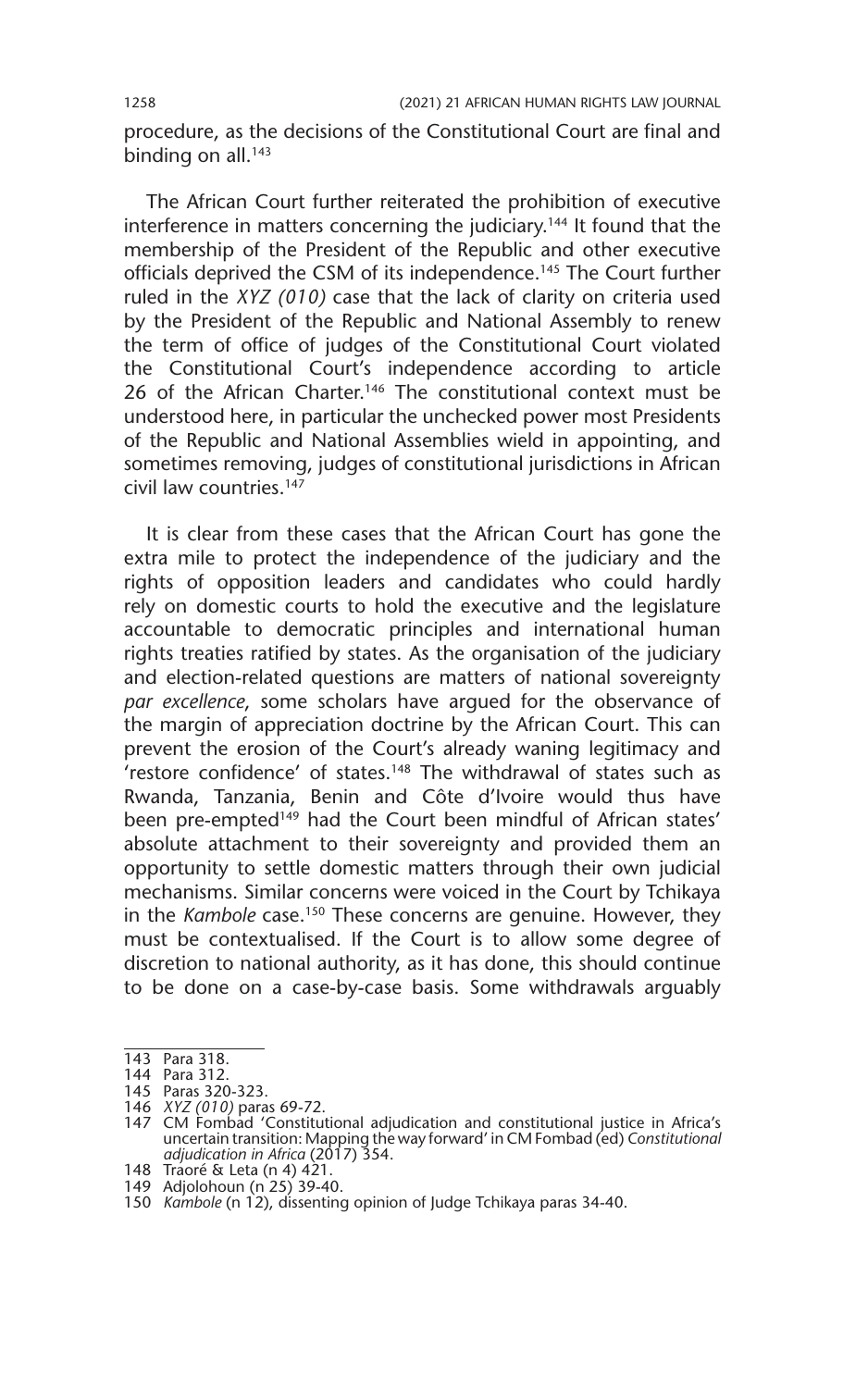procedure, as the decisions of the Constitutional Court are final and binding on all.[143]

The African Court further reiterated the prohibition of executive interference in matters concerning the judiciary.[144] It found that the membership of the President of the Republic and other executive officials deprived the CSM of its independence.[145] The Court further ruled in the *XYZ (010)* case that the lack of clarity on criteria used by the President of the Republic and National Assembly to renew the term of office of judges of the Constitutional Court violated the Constitutional Court's independence according to article 26 of the African Charter.[146] The constitutional context must be understood here, in particular the unchecked power most Presidents of the Republic and National Assemblies wield in appointing, and sometimes removing, judges of constitutional jurisdictions in African civil law countries.[147]

It is clear from these cases that the African Court has gone the extra mile to protect the independence of the judiciary and the rights of opposition leaders and candidates who could hardly rely on domestic courts to hold the executive and the legislature accountable to democratic principles and international human rights treaties ratified by states. As the organisation of the judiciary and election-related questions are matters of national sovereignty *par excellence*, some scholars have argued for the observance of the margin of appreciation doctrine by the African Court. This can prevent the erosion of the Court's already waning legitimacy and 'restore confidence' of states.[148] The withdrawal of states such as Rwanda, Tanzania, Benin and Côte d'Ivoire would thus have been pre-empted[149] had the Court been mindful of African states' absolute attachment to their sovereignty and provided them an opportunity to settle domestic matters through their own judicial mechanisms. Similar concerns were voiced in the Court by Tchikaya in the *Kambole* case.[150] These concerns are genuine. However, they must be contextualised. If the Court is to allow some degree of discretion to national authority, as it has done, this should continue to be done on a case-by-case basis. Some withdrawals arguably

143 Para 318.
144 Para 312.
145 Paras 320-323.
146 *XYZ (010)* paras 69-72.
147 CM Fombad 'Constitutional adjudication and constitutional justice in Africa's uncertain transition: Mapping the way forward' in CM Fombad (ed) *Constitutional adjudication in Africa* (2017) 354.
148 Traoré & Leta (n 4) 421.
149 Adjolohoun (n 25) 39-40.
150 *Kambole* (n 12), dissenting opinion of Judge Tchikaya paras 34-40.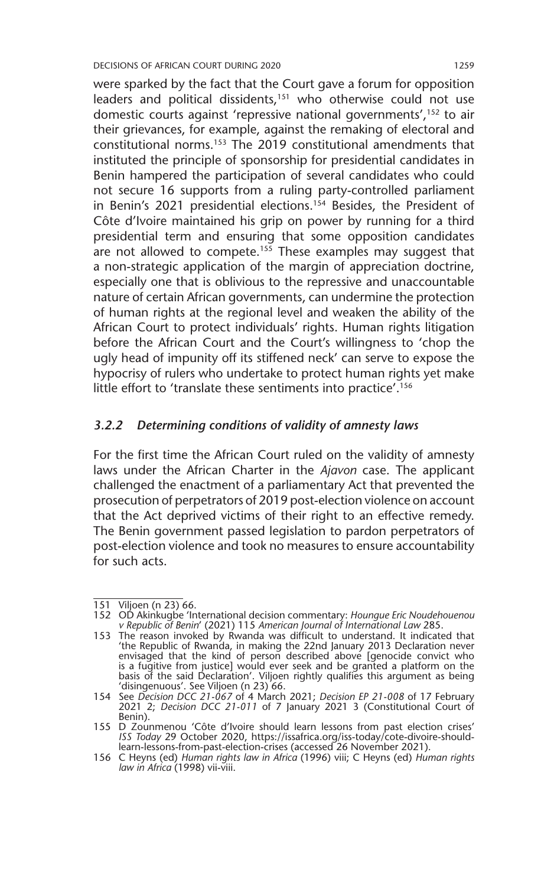were sparked by the fact that the Court gave a forum for opposition leaders and political dissidents,[151] who otherwise could not use domestic courts against 'repressive national governments',[152] to air their grievances, for example, against the remaking of electoral and constitutional norms.[153] The 2019 constitutional amendments that instituted the principle of sponsorship for presidential candidates in Benin hampered the participation of several candidates who could not secure 16 supports from a ruling party-controlled parliament in Benin's 2021 presidential elections.[154] Besides, the President of Côte d'Ivoire maintained his grip on power by running for a third presidential term and ensuring that some opposition candidates are not allowed to compete.[155] These examples may suggest that a non-strategic application of the margin of appreciation doctrine, especially one that is oblivious to the repressive and unaccountable nature of certain African governments, can undermine the protection of human rights at the regional level and weaken the ability of the African Court to protect individuals' rights. Human rights litigation before the African Court and the Court's willingness to 'chop the ugly head of impunity off its stiffened neck' can serve to expose the hypocrisy of rulers who undertake to protect human rights yet make little effort to 'translate these sentiments into practice'.[156]

### *3.2.2 Determining conditions of validity of amnesty laws*

For the first time the African Court ruled on the validity of amnesty laws under the African Charter in the *Ajavon* case. The applicant challenged the enactment of a parliamentary Act that prevented the prosecution of perpetrators of 2019 post-election violence on account that the Act deprived victims of their right to an effective remedy. The Benin government passed legislation to pardon perpetrators of post-election violence and took no measures to ensure accountability for such acts.

---

151 Viljoen (n 23) 66.

152 OD Akinkugbe 'International decision commentary: *Houngue Eric Noudehouenou v Republic of Benin*' (2021) 115 *American Journal of International Law* 285.

153 The reason invoked by Rwanda was difficult to understand. It indicated that 'the Republic of Rwanda, in making the 22nd January 2013 Declaration never envisaged that the kind of person described above [genocide convict who is a fugitive from justice] would ever seek and be granted a platform on the basis of the said Declaration'. Viljoen rightly qualifies this argument as being 'disingenuous'. See Viljoen (n 23) 66.

154 See *Decision DCC 21-067* of 4 March 2021; *Decision EP 21-008* of 17 February 2021 2; *Decision DCC 21-011* of 7 January 2021 3 (Constitutional Court of Benin).

155 D Zounmenou 'Côte d'Ivoire should learn lessons from past election crises' *ISS Today* 29 October 2020, https://issafrica.org/iss-today/cote-divoire-should-learn-lessons-from-past-election-crises (accessed 26 November 2021).

156 C Heyns (ed) *Human rights law in Africa* (1996) viii; C Heyns (ed) *Human rights law in Africa* (1998) vii-viii.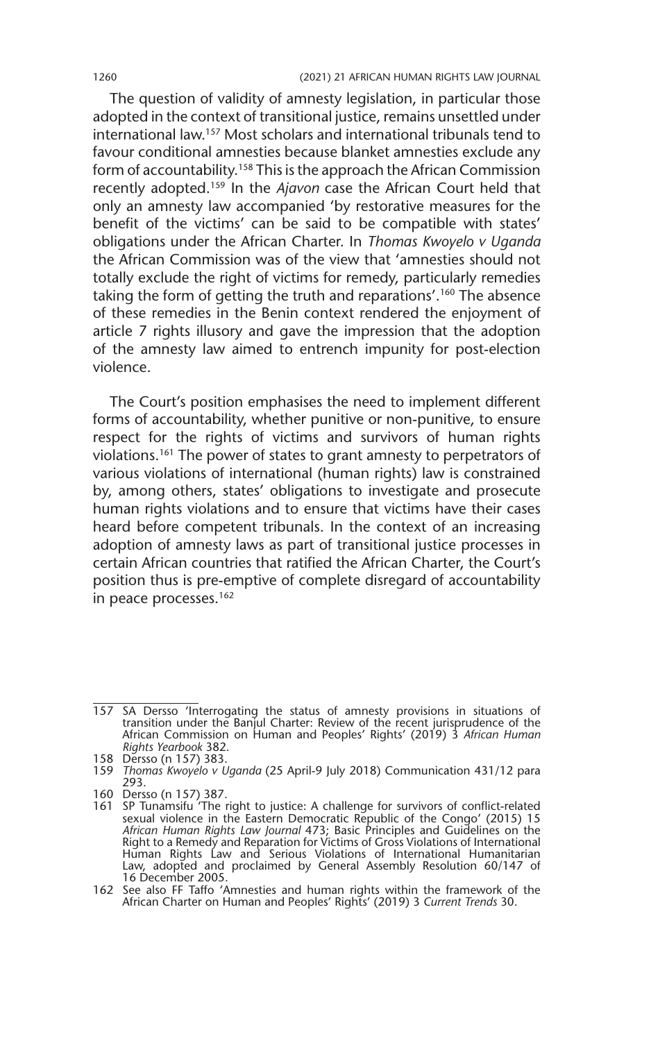The question of validity of amnesty legislation, in particular those adopted in the context of transitional justice, remains unsettled under international law.[157] Most scholars and international tribunals tend to favour conditional amnesties because blanket amnesties exclude any form of accountability.[158] This is the approach the African Commission recently adopted.[159] In the *Ajavon* case the African Court held that only an amnesty law accompanied 'by restorative measures for the benefit of the victims' can be said to be compatible with states' obligations under the African Charter. In *Thomas Kwoyelo v Uganda* the African Commission was of the view that 'amnesties should not totally exclude the right of victims for remedy, particularly remedies taking the form of getting the truth and reparations'.[160] The absence of these remedies in the Benin context rendered the enjoyment of article 7 rights illusory and gave the impression that the adoption of the amnesty law aimed to entrench impunity for post-election violence.

The Court's position emphasises the need to implement different forms of accountability, whether punitive or non-punitive, to ensure respect for the rights of victims and survivors of human rights violations.[161] The power of states to grant amnesty to perpetrators of various violations of international (human rights) law is constrained by, among others, states' obligations to investigate and prosecute human rights violations and to ensure that victims have their cases heard before competent tribunals. In the context of an increasing adoption of amnesty laws as part of transitional justice processes in certain African countries that ratified the African Charter, the Court's position thus is pre-emptive of complete disregard of accountability in peace processes.[162]

---

157 SA Dersso 'Interrogating the status of amnesty provisions in situations of transition under the Banjul Charter: Review of the recent jurisprudence of the African Commission on Human and Peoples' Rights' (2019) 3 *African Human Rights Yearbook* 382.

158 Dersso (n 157) 383.

159 *Thomas Kwoyelo v Uganda* (25 April-9 July 2018) Communication 431/12 para 293.

160 Dersso (n 157) 387.

161 SP Tunamsifu 'The right to justice: A challenge for survivors of conflict-related sexual violence in the Eastern Democratic Republic of the Congo' (2015) 15 *African Human Rights Law Journal* 473; Basic Principles and Guidelines on the Right to a Remedy and Reparation for Victims of Gross Violations of International Human Rights Law and Serious Violations of International Humanitarian Law, adopted and proclaimed by General Assembly Resolution 60/147 of 16 December 2005.

162 See also FF Taffo 'Amnesties and human rights within the framework of the African Charter on Human and Peoples' Rights' (2019) 3 *Current Trends* 30.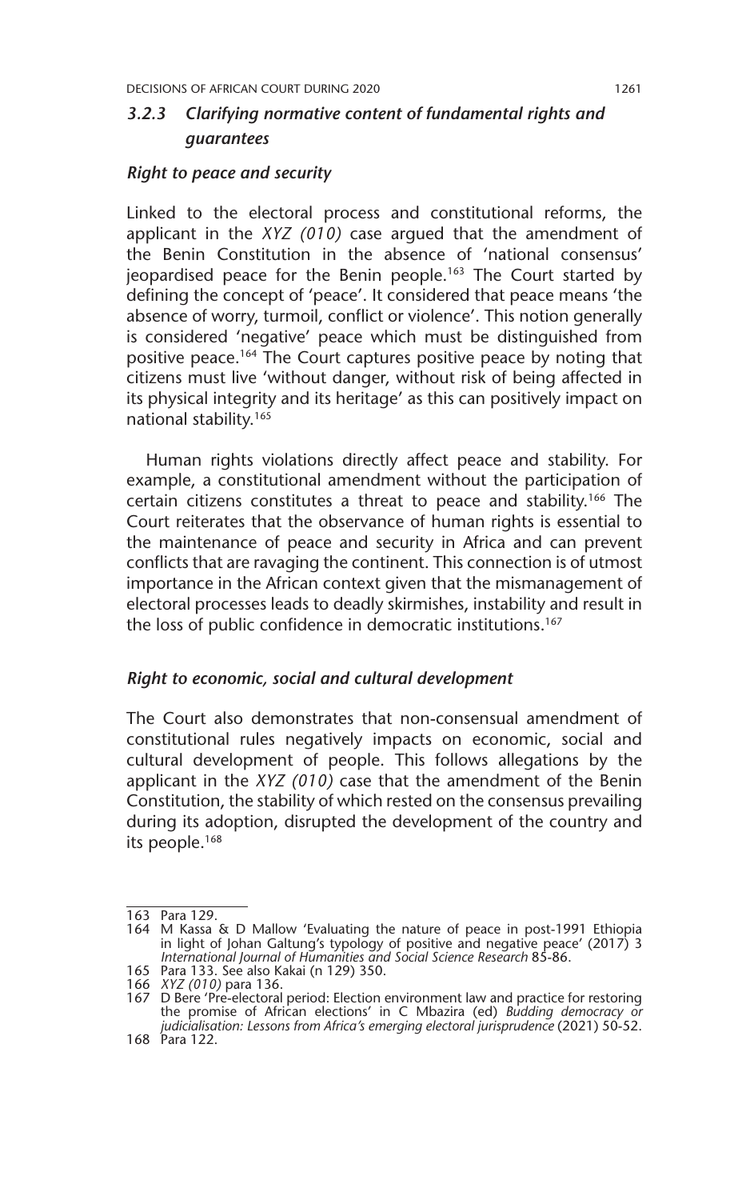### *3.2.3 Clarifying normative content of fundamental rights and guarantees*

***Right to peace and security***

Linked to the electoral process and constitutional reforms, the applicant in the *XYZ (010)* case argued that the amendment of the Benin Constitution in the absence of 'national consensus' jeopardised peace for the Benin people.[163] The Court started by defining the concept of 'peace'. It considered that peace means 'the absence of worry, turmoil, conflict or violence'. This notion generally is considered 'negative' peace which must be distinguished from positive peace.[164] The Court captures positive peace by noting that citizens must live 'without danger, without risk of being affected in its physical integrity and its heritage' as this can positively impact on national stability.[165]

Human rights violations directly affect peace and stability. For example, a constitutional amendment without the participation of certain citizens constitutes a threat to peace and stability.[166] The Court reiterates that the observance of human rights is essential to the maintenance of peace and security in Africa and can prevent conflicts that are ravaging the continent. This connection is of utmost importance in the African context given that the mismanagement of electoral processes leads to deadly skirmishes, instability and result in the loss of public confidence in democratic institutions.[167]

***Right to economic, social and cultural development***

The Court also demonstrates that non-consensual amendment of constitutional rules negatively impacts on economic, social and cultural development of people. This follows allegations by the applicant in the *XYZ (010)* case that the amendment of the Benin Constitution, the stability of which rested on the consensus prevailing during its adoption, disrupted the development of the country and its people.[168]

---

163 Para 129.

164 M Kassa & D Mallow 'Evaluating the nature of peace in post-1991 Ethiopia in light of Johan Galtung's typology of positive and negative peace' (2017) 3 *International Journal of Humanities and Social Science Research* 85-86.

165 Para 133. See also Kakai (n 129) 350.

166 *XYZ (010)* para 136.

167 D Bere 'Pre-electoral period: Election environment law and practice for restoring the promise of African elections' in C Mbazira (ed) *Budding democracy or judicialisation: Lessons from Africa's emerging electoral jurisprudence* (2021) 50-52.

168 Para 122.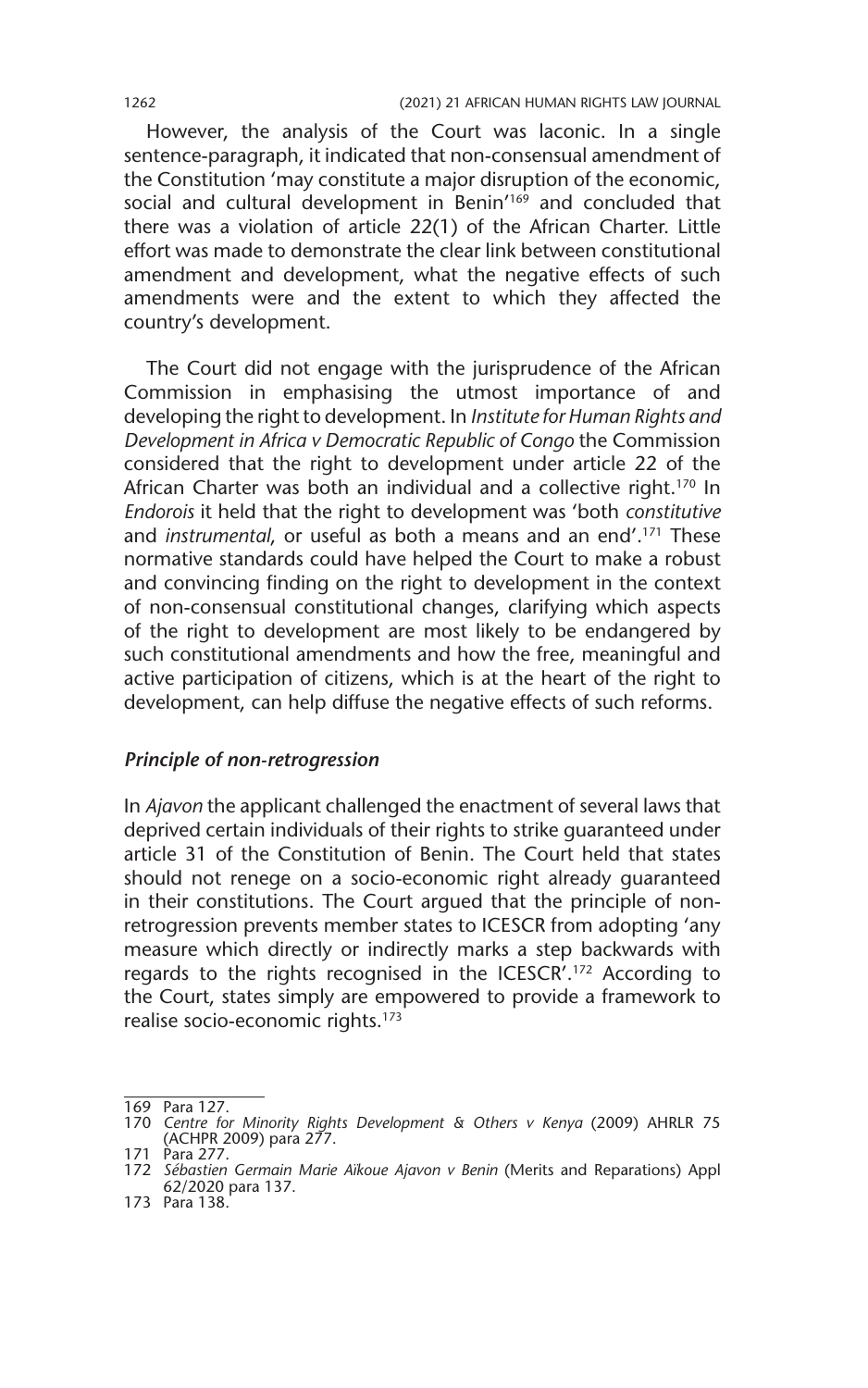However, the analysis of the Court was laconic. In a single sentence-paragraph, it indicated that non-consensual amendment of the Constitution 'may constitute a major disruption of the economic, social and cultural development in Benin'[169] and concluded that there was a violation of article 22(1) of the African Charter. Little effort was made to demonstrate the clear link between constitutional amendment and development, what the negative effects of such amendments were and the extent to which they affected the country's development.

The Court did not engage with the jurisprudence of the African Commission in emphasising the utmost importance of and developing the right to development. In *Institute for Human Rights and Development in Africa v Democratic Republic of Congo* the Commission considered that the right to development under article 22 of the African Charter was both an individual and a collective right.[170] In *Endorois* it held that the right to development was 'both *constitutive* and *instrumental*, or useful as both a means and an end'.[171] These normative standards could have helped the Court to make a robust and convincing finding on the right to development in the context of non-consensual constitutional changes, clarifying which aspects of the right to development are most likely to be endangered by such constitutional amendments and how the free, meaningful and active participation of citizens, which is at the heart of the right to development, can help diffuse the negative effects of such reforms.

### *Principle of non-retrogression*

In *Ajavon* the applicant challenged the enactment of several laws that deprived certain individuals of their rights to strike guaranteed under article 31 of the Constitution of Benin. The Court held that states should not renege on a socio-economic right already guaranteed in their constitutions. The Court argued that the principle of non-retrogression prevents member states to ICESCR from adopting 'any measure which directly or indirectly marks a step backwards with regards to the rights recognised in the ICESCR'.[172] According to the Court, states simply are empowered to provide a framework to realise socio-economic rights.[173]

---

169 Para 127.

170 *Centre for Minority Rights Development & Others v Kenya* (2009) AHRLR 75 (ACHPR 2009) para 277.

171 Para 277.

172 *Sébastien Germain Marie Aikoue Ajavon v Benin* (Merits and Reparations) Appl 62/2020 para 137.

173 Para 138.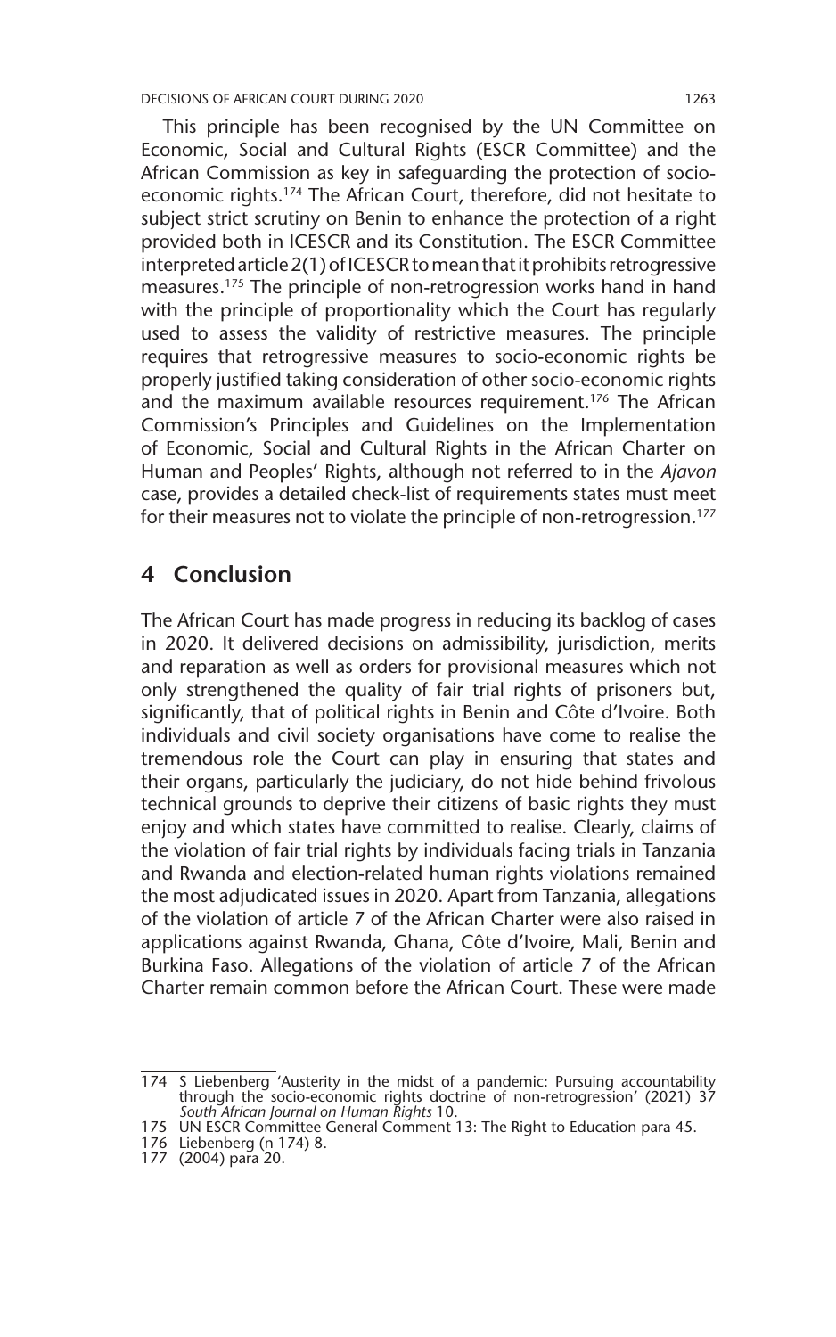This principle has been recognised by the UN Committee on Economic, Social and Cultural Rights (ESCR Committee) and the African Commission as key in safeguarding the protection of socio-economic rights.[174] The African Court, therefore, did not hesitate to subject strict scrutiny on Benin to enhance the protection of a right provided both in ICESCR and its Constitution. The ESCR Committee interpreted article 2(1) of ICESCR to mean that it prohibits retrogressive measures.[175] The principle of non-retrogression works hand in hand with the principle of proportionality which the Court has regularly used to assess the validity of restrictive measures. The principle requires that retrogressive measures to socio-economic rights be properly justified taking consideration of other socio-economic rights and the maximum available resources requirement.[176] The African Commission's Principles and Guidelines on the Implementation of Economic, Social and Cultural Rights in the African Charter on Human and Peoples' Rights, although not referred to in the *Ajavon* case, provides a detailed check-list of requirements states must meet for their measures not to violate the principle of non-retrogression.[177]

## 4 Conclusion

The African Court has made progress in reducing its backlog of cases in 2020. It delivered decisions on admissibility, jurisdiction, merits and reparation as well as orders for provisional measures which not only strengthened the quality of fair trial rights of prisoners but, significantly, that of political rights in Benin and Côte d'Ivoire. Both individuals and civil society organisations have come to realise the tremendous role the Court can play in ensuring that states and their organs, particularly the judiciary, do not hide behind frivolous technical grounds to deprive their citizens of basic rights they must enjoy and which states have committed to realise. Clearly, claims of the violation of fair trial rights by individuals facing trials in Tanzania and Rwanda and election-related human rights violations remained the most adjudicated issues in 2020. Apart from Tanzania, allegations of the violation of article 7 of the African Charter were also raised in applications against Rwanda, Ghana, Côte d'Ivoire, Mali, Benin and Burkina Faso. Allegations of the violation of article 7 of the African Charter remain common before the African Court. These were made

---

174 S Liebenberg 'Austerity in the midst of a pandemic: Pursuing accountability through the socio-economic rights doctrine of non-retrogression' (2021) 37 *South African Journal on Human Rights* 10.

175 UN ESCR Committee General Comment 13: The Right to Education para 45.

176 Liebenberg (n 174) 8.

177 (2004) para 20.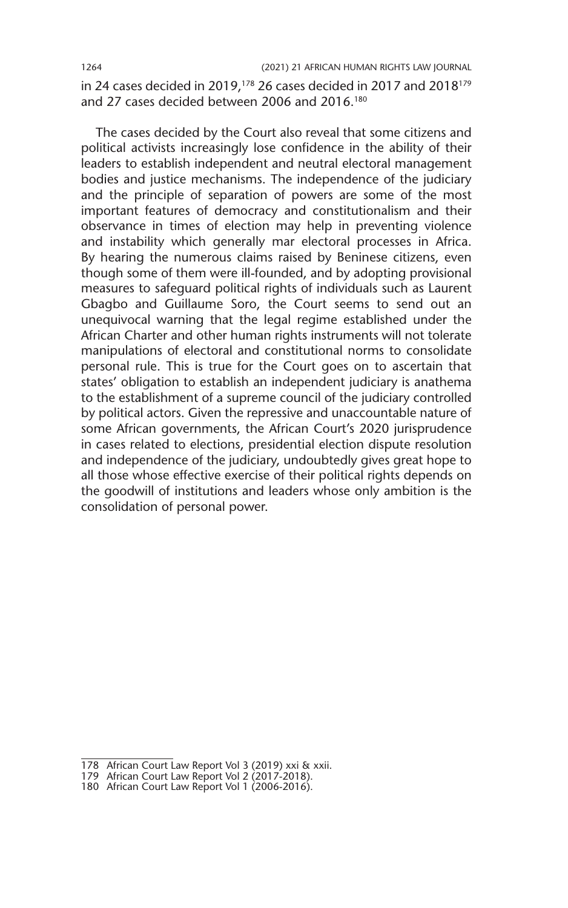in 24 cases decided in 2019,[178] 26 cases decided in 2017 and 2018[179] and 27 cases decided between 2006 and 2016.[180]

The cases decided by the Court also reveal that some citizens and political activists increasingly lose confidence in the ability of their leaders to establish independent and neutral electoral management bodies and justice mechanisms. The independence of the judiciary and the principle of separation of powers are some of the most important features of democracy and constitutionalism and their observance in times of election may help in preventing violence and instability which generally mar electoral processes in Africa. By hearing the numerous claims raised by Beninese citizens, even though some of them were ill-founded, and by adopting provisional measures to safeguard political rights of individuals such as Laurent Gbagbo and Guillaume Soro, the Court seems to send out an unequivocal warning that the legal regime established under the African Charter and other human rights instruments will not tolerate manipulations of electoral and constitutional norms to consolidate personal rule. This is true for the Court goes on to ascertain that states' obligation to establish an independent judiciary is anathema to the establishment of a supreme council of the judiciary controlled by political actors. Given the repressive and unaccountable nature of some African governments, the African Court's 2020 jurisprudence in cases related to elections, presidential election dispute resolution and independence of the judiciary, undoubtedly gives great hope to all those whose effective exercise of their political rights depends on the goodwill of institutions and leaders whose only ambition is the consolidation of personal power.

---

178 African Court Law Report Vol 3 (2019) xxi & xxii.

179 African Court Law Report Vol 2 (2017-2018).

180 African Court Law Report Vol 1 (2006-2016).